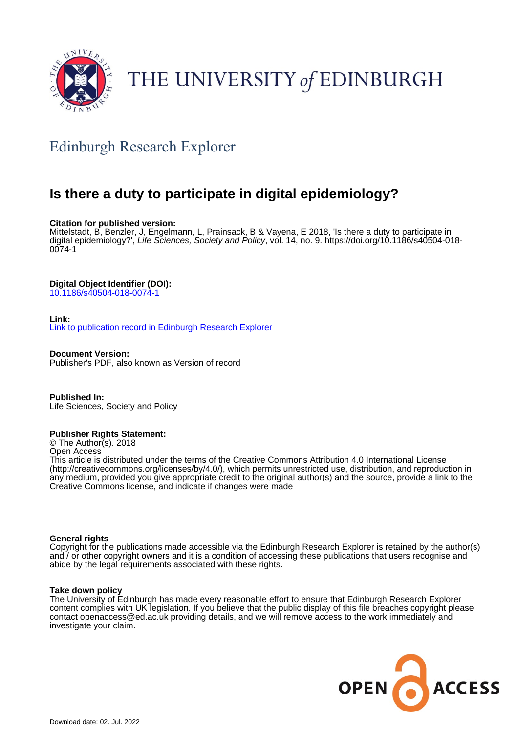THE UNIVERSITY of EDINBURGH

## Edinburgh Research Explorer

# Is there a duty to participate in digital epidemiology?

**Citation for published version:**
Mittelstadt, B, Benzler, J, Engelmann, L, Prainsack, B & Vayena, E 2018, 'Is there a duty to participate in digital epidemiology?', *Life Sciences, Society and Policy*, vol. 14, no. 9. https://doi.org/10.1186/s40504-018-0074-1

**Digital Object Identifier (DOI):**
10.1186/s40504-018-0074-1

**Link:**
Link to publication record in Edinburgh Research Explorer

**Document Version:**
Publisher's PDF, also known as Version of record

**Published In:**
Life Sciences, Society and Policy

**Publisher Rights Statement:**
© The Author(s). 2018
Open Access
This article is distributed under the terms of the Creative Commons Attribution 4.0 International License (http://creativecommons.org/licenses/by/4.0/), which permits unrestricted use, distribution, and reproduction in any medium, provided you give appropriate credit to the original author(s) and the source, provide a link to the Creative Commons license, and indicate if changes were made

**General rights**
Copyright for the publications made accessible via the Edinburgh Research Explorer is retained by the author(s) and / or other copyright owners and it is a condition of accessing these publications that users recognise and abide by the legal requirements associated with these rights.

**Take down policy**
The University of Edinburgh has made every reasonable effort to ensure that Edinburgh Research Explorer content complies with UK legislation. If you believe that the public display of this file breaches copyright please contact openaccess@ed.ac.uk providing details, and we will remove access to the work immediately and investigate your claim.

OPEN ACCESS

Download date: 02. Jul. 2022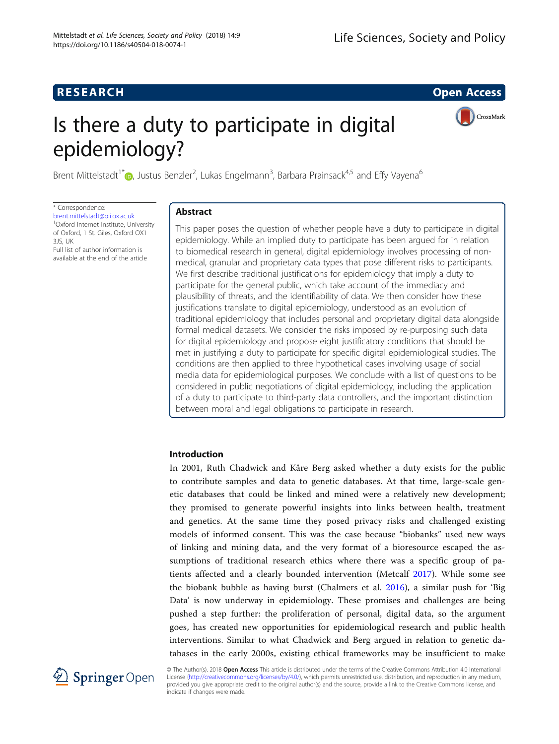# Is there a duty to participate in digital epidemiology?

Brent Mittelstadt[1*], Justus Benzler[2], Lukas Engelmann[3], Barbara Prainsack[4,5] and Effy Vayena[6]

\* Correspondence: brent.mittelstadt@oii.ox.ac.uk
[1]Oxford Internet Institute, University of Oxford, 1 St. Giles, Oxford OX1 3JS, UK
Full list of author information is available at the end of the article

## Abstract

This paper poses the question of whether people have a duty to participate in digital epidemiology. While an implied duty to participate has been argued for in relation to biomedical research in general, digital epidemiology involves processing of non-medical, granular and proprietary data types that pose different risks to participants. We first describe traditional justifications for epidemiology that imply a duty to participate for the general public, which take account of the immediacy and plausibility of threats, and the identifiability of data. We then consider how these justifications translate to digital epidemiology, understood as an evolution of traditional epidemiology that includes personal and proprietary digital data alongside formal medical datasets. We consider the risks imposed by re-purposing such data for digital epidemiology and propose eight justificatory conditions that should be met in justifying a duty to participate for specific digital epidemiological studies. The conditions are then applied to three hypothetical cases involving usage of social media data for epidemiological purposes. We conclude with a list of questions to be considered in public negotiations of digital epidemiology, including the application of a duty to participate to third-party data controllers, and the important distinction between moral and legal obligations to participate in research.

## Introduction

In 2001, Ruth Chadwick and Kåre Berg asked whether a duty exists for the public to contribute samples and data to genetic databases. At that time, large-scale genetic databases that could be linked and mined were a relatively new development; they promised to generate powerful insights into links between health, treatment and genetics. At the same time they posed privacy risks and challenged existing models of informed consent. This was the case because "biobanks" used new ways of linking and mining data, and the very format of a bioresource escaped the assumptions of traditional research ethics where there was a specific group of patients affected and a clearly bounded intervention (Metcalf 2017). While some see the biobank bubble as having burst (Chalmers et al. 2016), a similar push for 'Big Data' is now underway in epidemiology. These promises and challenges are being pushed a step further: the proliferation of personal, digital data, so the argument goes, has created new opportunities for epidemiological research and public health interventions. Similar to what Chadwick and Berg argued in relation to genetic databases in the early 2000s, existing ethical frameworks may be insufficient to make

© The Author(s). 2018 **Open Access** This article is distributed under the terms of the Creative Commons Attribution 4.0 International License (http://creativecommons.org/licenses/by/4.0/), which permits unrestricted use, distribution, and reproduction in any medium, provided you give appropriate credit to the original author(s) and the source, provide a link to the Creative Commons license, and indicate if changes were made.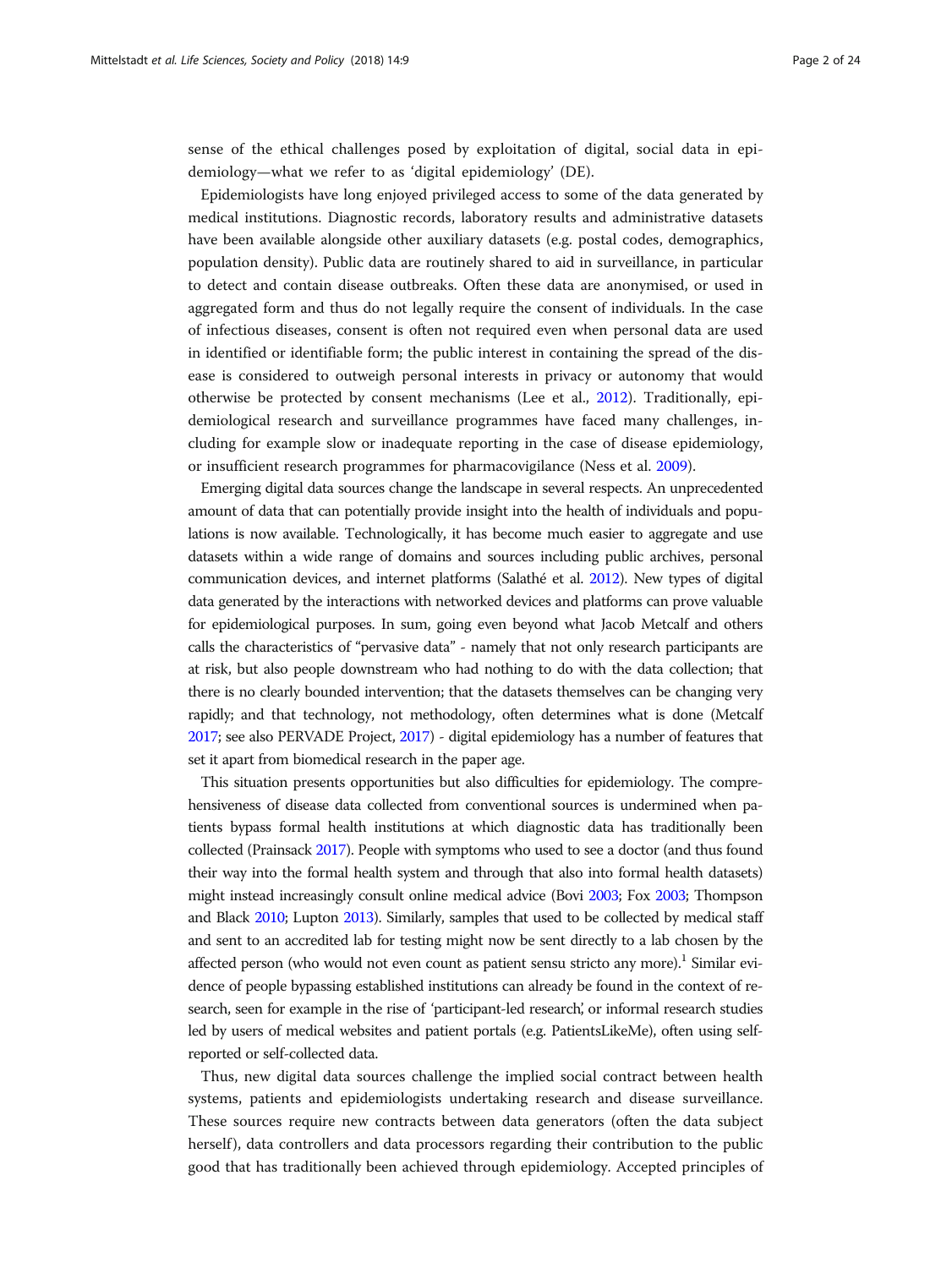sense of the ethical challenges posed by exploitation of digital, social data in epidemiology—what we refer to as 'digital epidemiology' (DE).

Epidemiologists have long enjoyed privileged access to some of the data generated by medical institutions. Diagnostic records, laboratory results and administrative datasets have been available alongside other auxiliary datasets (e.g. postal codes, demographics, population density). Public data are routinely shared to aid in surveillance, in particular to detect and contain disease outbreaks. Often these data are anonymised, or used in aggregated form and thus do not legally require the consent of individuals. In the case of infectious diseases, consent is often not required even when personal data are used in identified or identifiable form; the public interest in containing the spread of the disease is considered to outweigh personal interests in privacy or autonomy that would otherwise be protected by consent mechanisms (Lee et al., 2012). Traditionally, epidemiological research and surveillance programmes have faced many challenges, including for example slow or inadequate reporting in the case of disease epidemiology, or insufficient research programmes for pharmacovigilance (Ness et al. 2009).

Emerging digital data sources change the landscape in several respects. An unprecedented amount of data that can potentially provide insight into the health of individuals and populations is now available. Technologically, it has become much easier to aggregate and use datasets within a wide range of domains and sources including public archives, personal communication devices, and internet platforms (Salathé et al. 2012). New types of digital data generated by the interactions with networked devices and platforms can prove valuable for epidemiological purposes. In sum, going even beyond what Jacob Metcalf and others calls the characteristics of "pervasive data" - namely that not only research participants are at risk, but also people downstream who had nothing to do with the data collection; that there is no clearly bounded intervention; that the datasets themselves can be changing very rapidly; and that technology, not methodology, often determines what is done (Metcalf 2017; see also PERVADE Project, 2017) - digital epidemiology has a number of features that set it apart from biomedical research in the paper age.

This situation presents opportunities but also difficulties for epidemiology. The comprehensiveness of disease data collected from conventional sources is undermined when patients bypass formal health institutions at which diagnostic data has traditionally been collected (Prainsack 2017). People with symptoms who used to see a doctor (and thus found their way into the formal health system and through that also into formal health datasets) might instead increasingly consult online medical advice (Bovi 2003; Fox 2003; Thompson and Black 2010; Lupton 2013). Similarly, samples that used to be collected by medical staff and sent to an accredited lab for testing might now be sent directly to a lab chosen by the affected person (who would not even count as patient sensu stricto any more).[1] Similar evidence of people bypassing established institutions can already be found in the context of research, seen for example in the rise of 'participant-led research', or informal research studies led by users of medical websites and patient portals (e.g. PatientsLikeMe), often using self-reported or self-collected data.

Thus, new digital data sources challenge the implied social contract between health systems, patients and epidemiologists undertaking research and disease surveillance. These sources require new contracts between data generators (often the data subject herself), data controllers and data processors regarding their contribution to the public good that has traditionally been achieved through epidemiology. Accepted principles of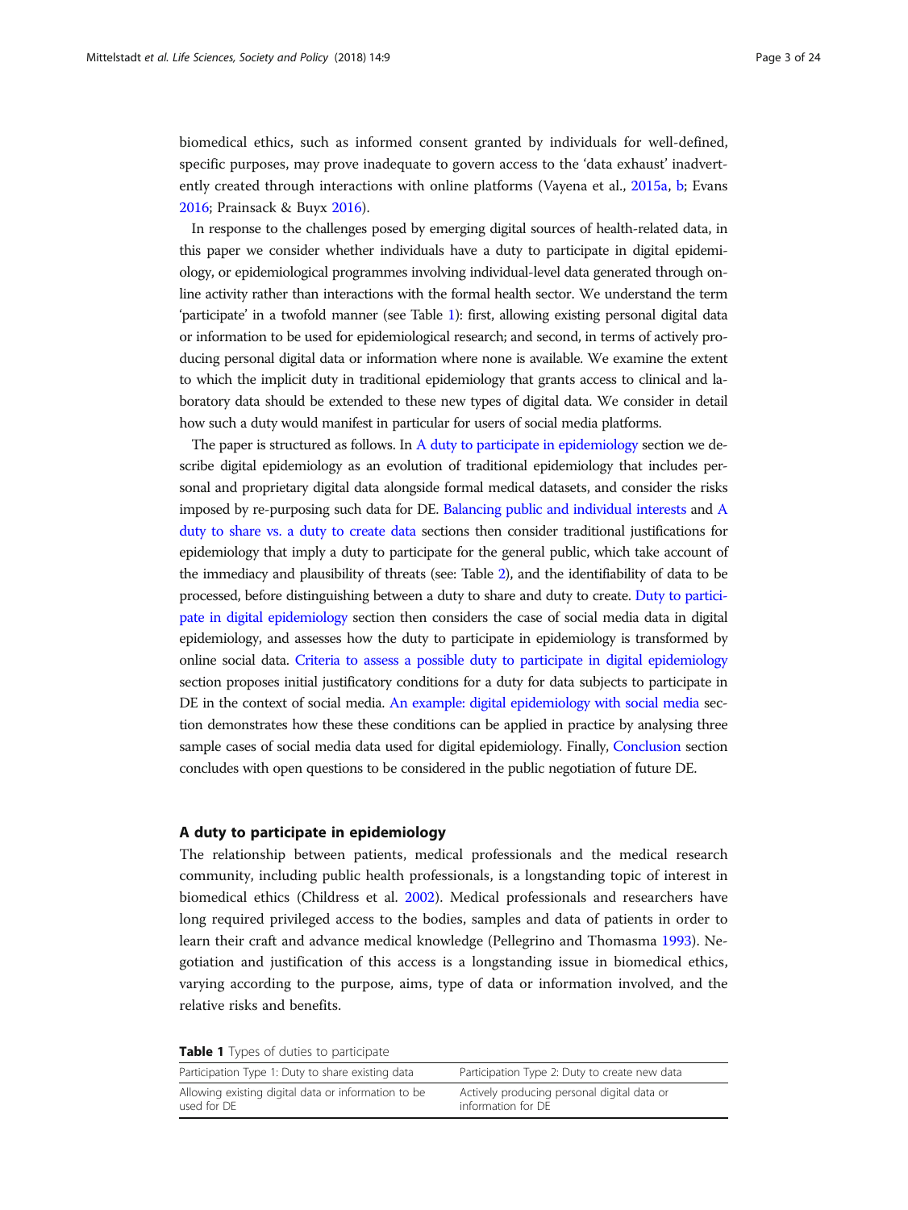biomedical ethics, such as informed consent granted by individuals for well-defined, specific purposes, may prove inadequate to govern access to the 'data exhaust' inadvertently created through interactions with online platforms (Vayena et al., 2015a, b; Evans 2016; Prainsack & Buyx 2016).

In response to the challenges posed by emerging digital sources of health-related data, in this paper we consider whether individuals have a duty to participate in digital epidemiology, or epidemiological programmes involving individual-level data generated through online activity rather than interactions with the formal health sector. We understand the term 'participate' in a twofold manner (see Table 1): first, allowing existing personal digital data or information to be used for epidemiological research; and second, in terms of actively producing personal digital data or information where none is available. We examine the extent to which the implicit duty in traditional epidemiology that grants access to clinical and laboratory data should be extended to these new types of digital data. We consider in detail how such a duty would manifest in particular for users of social media platforms.

The paper is structured as follows. In A duty to participate in epidemiology section we describe digital epidemiology as an evolution of traditional epidemiology that includes personal and proprietary digital data alongside formal medical datasets, and consider the risks imposed by re-purposing such data for DE. Balancing public and individual interests and A duty to share vs. a duty to create data sections then consider traditional justifications for epidemiology that imply a duty to participate for the general public, which take account of the immediacy and plausibility of threats (see: Table 2), and the identifiability of data to be processed, before distinguishing between a duty to share and duty to create. Duty to participate in digital epidemiology section then considers the case of social media data in digital epidemiology, and assesses how the duty to participate in epidemiology is transformed by online social data. Criteria to assess a possible duty to participate in digital epidemiology section proposes initial justificatory conditions for a duty for data subjects to participate in DE in the context of social media. An example: digital epidemiology with social media section demonstrates how these these conditions can be applied in practice by analysing three sample cases of social media data used for digital epidemiology. Finally, Conclusion section concludes with open questions to be considered in the public negotiation of future DE.

## A duty to participate in epidemiology

The relationship between patients, medical professionals and the medical research community, including public health professionals, is a longstanding topic of interest in biomedical ethics (Childress et al. 2002). Medical professionals and researchers have long required privileged access to the bodies, samples and data of patients in order to learn their craft and advance medical knowledge (Pellegrino and Thomasma 1993). Negotiation and justification of this access is a longstanding issue in biomedical ethics, varying according to the purpose, aims, type of data or information involved, and the relative risks and benefits.

**Table 1** Types of duties to participate

| Participation Type 1: Duty to share existing data | Participation Type 2: Duty to create new data |
|---|---|
| Allowing existing digital data or information to be used for DE | Actively producing personal digital data or information for DE |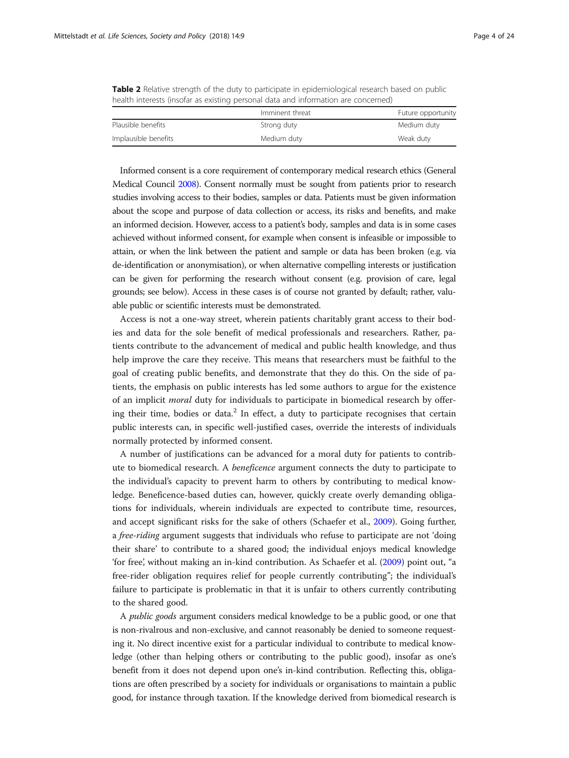**Table 2** Relative strength of the duty to participate in epidemiological research based on public health interests (insofar as existing personal data and information are concerned)

| | Imminent threat | Future opportunity |
|---|---|---|
| Plausible benefits | Strong duty | Medium duty |
| Implausible benefits | Medium duty | Weak duty |

Informed consent is a core requirement of contemporary medical research ethics (General Medical Council 2008). Consent normally must be sought from patients prior to research studies involving access to their bodies, samples or data. Patients must be given information about the scope and purpose of data collection or access, its risks and benefits, and make an informed decision. However, access to a patient's body, samples and data is in some cases achieved without informed consent, for example when consent is infeasible or impossible to attain, or when the link between the patient and sample or data has been broken (e.g. via de-identification or anonymisation), or when alternative compelling interests or justification can be given for performing the research without consent (e.g. provision of care, legal grounds; see below). Access in these cases is of course not granted by default; rather, valuable public or scientific interests must be demonstrated.

Access is not a one-way street, wherein patients charitably grant access to their bodies and data for the sole benefit of medical professionals and researchers. Rather, patients contribute to the advancement of medical and public health knowledge, and thus help improve the care they receive. This means that researchers must be faithful to the goal of creating public benefits, and demonstrate that they do this. On the side of patients, the emphasis on public interests has led some authors to argue for the existence of an implicit *moral* duty for individuals to participate in biomedical research by offering their time, bodies or data.[2] In effect, a duty to participate recognises that certain public interests can, in specific well-justified cases, override the interests of individuals normally protected by informed consent.

A number of justifications can be advanced for a moral duty for patients to contribute to biomedical research. A *beneficence* argument connects the duty to participate to the individual's capacity to prevent harm to others by contributing to medical knowledge. Beneficence-based duties can, however, quickly create overly demanding obligations for individuals, wherein individuals are expected to contribute time, resources, and accept significant risks for the sake of others (Schaefer et al., 2009). Going further, a *free-riding* argument suggests that individuals who refuse to participate are not 'doing their share' to contribute to a shared good; the individual enjoys medical knowledge 'for free', without making an in-kind contribution. As Schaefer et al. (2009) point out, "a free-rider obligation requires relief for people currently contributing"; the individual's failure to participate is problematic in that it is unfair to others currently contributing to the shared good.

A *public goods* argument considers medical knowledge to be a public good, or one that is non-rivalrous and non-exclusive, and cannot reasonably be denied to someone requesting it. No direct incentive exist for a particular individual to contribute to medical knowledge (other than helping others or contributing to the public good), insofar as one's benefit from it does not depend upon one's in-kind contribution. Reflecting this, obligations are often prescribed by a society for individuals or organisations to maintain a public good, for instance through taxation. If the knowledge derived from biomedical research is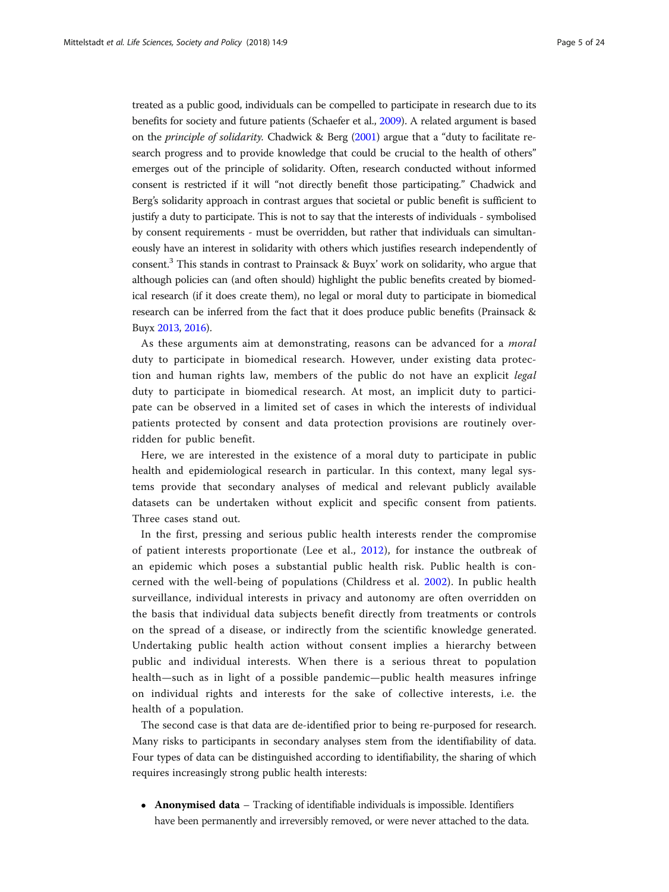treated as a public good, individuals can be compelled to participate in research due to its benefits for society and future patients (Schaefer et al., 2009). A related argument is based on the *principle of solidarity*. Chadwick & Berg (2001) argue that a "duty to facilitate research progress and to provide knowledge that could be crucial to the health of others" emerges out of the principle of solidarity. Often, research conducted without informed consent is restricted if it will "not directly benefit those participating." Chadwick and Berg's solidarity approach in contrast argues that societal or public benefit is sufficient to justify a duty to participate. This is not to say that the interests of individuals - symbolised by consent requirements - must be overridden, but rather that individuals can simultaneously have an interest in solidarity with others which justifies research independently of consent.[3] This stands in contrast to Prainsack & Buyx' work on solidarity, who argue that although policies can (and often should) highlight the public benefits created by biomedical research (if it does create them), no legal or moral duty to participate in biomedical research can be inferred from the fact that it does produce public benefits (Prainsack & Buyx 2013, 2016).

As these arguments aim at demonstrating, reasons can be advanced for a *moral* duty to participate in biomedical research. However, under existing data protection and human rights law, members of the public do not have an explicit *legal* duty to participate in biomedical research. At most, an implicit duty to participate can be observed in a limited set of cases in which the interests of individual patients protected by consent and data protection provisions are routinely overridden for public benefit.

Here, we are interested in the existence of a moral duty to participate in public health and epidemiological research in particular. In this context, many legal systems provide that secondary analyses of medical and relevant publicly available datasets can be undertaken without explicit and specific consent from patients. Three cases stand out.

In the first, pressing and serious public health interests render the compromise of patient interests proportionate (Lee et al., 2012), for instance the outbreak of an epidemic which poses a substantial public health risk. Public health is concerned with the well-being of populations (Childress et al. 2002). In public health surveillance, individual interests in privacy and autonomy are often overridden on the basis that individual data subjects benefit directly from treatments or controls on the spread of a disease, or indirectly from the scientific knowledge generated. Undertaking public health action without consent implies a hierarchy between public and individual interests. When there is a serious threat to population health—such as in light of a possible pandemic—public health measures infringe on individual rights and interests for the sake of collective interests, i.e. the health of a population.

The second case is that data are de-identified prior to being re-purposed for research. Many risks to participants in secondary analyses stem from the identifiability of data. Four types of data can be distinguished according to identifiability, the sharing of which requires increasingly strong public health interests:

- **Anonymised data** – Tracking of identifiable individuals is impossible. Identifiers have been permanently and irreversibly removed, or were never attached to the data.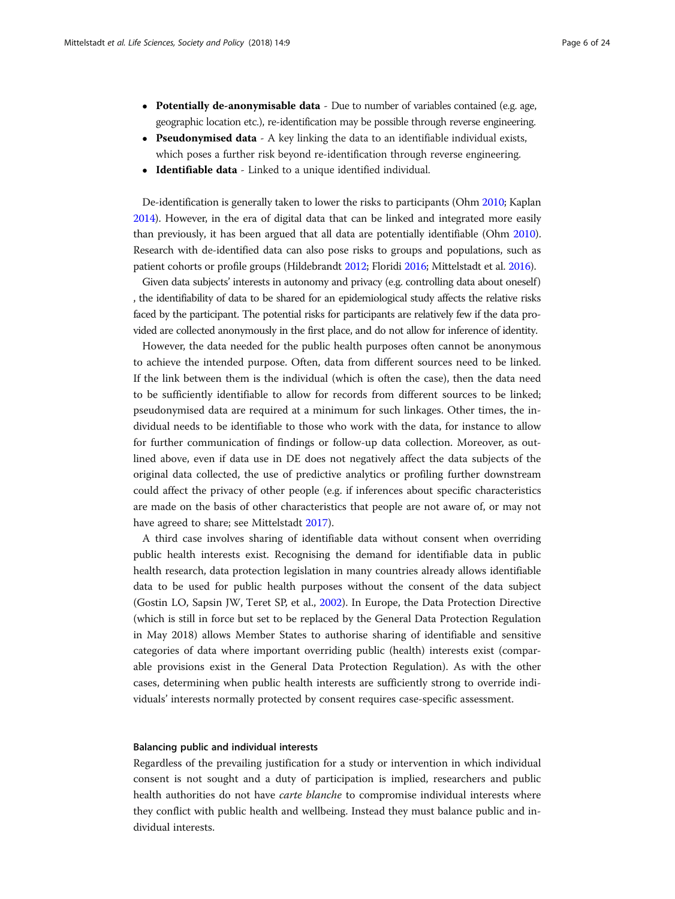- **Potentially de-anonymisable data** - Due to number of variables contained (e.g. age, geographic location etc.), re-identification may be possible through reverse engineering.
- **Pseudonymised data** - A key linking the data to an identifiable individual exists, which poses a further risk beyond re-identification through reverse engineering.
- **Identifiable data** - Linked to a unique identified individual.

De-identification is generally taken to lower the risks to participants (Ohm 2010; Kaplan 2014). However, in the era of digital data that can be linked and integrated more easily than previously, it has been argued that all data are potentially identifiable (Ohm 2010). Research with de-identified data can also pose risks to groups and populations, such as patient cohorts or profile groups (Hildebrandt 2012; Floridi 2016; Mittelstadt et al. 2016).

Given data subjects' interests in autonomy and privacy (e.g. controlling data about oneself) , the identifiability of data to be shared for an epidemiological study affects the relative risks faced by the participant. The potential risks for participants are relatively few if the data provided are collected anonymously in the first place, and do not allow for inference of identity.

However, the data needed for the public health purposes often cannot be anonymous to achieve the intended purpose. Often, data from different sources need to be linked. If the link between them is the individual (which is often the case), then the data need to be sufficiently identifiable to allow for records from different sources to be linked; pseudonymised data are required at a minimum for such linkages. Other times, the individual needs to be identifiable to those who work with the data, for instance to allow for further communication of findings or follow-up data collection. Moreover, as outlined above, even if data use in DE does not negatively affect the data subjects of the original data collected, the use of predictive analytics or profiling further downstream could affect the privacy of other people (e.g. if inferences about specific characteristics are made on the basis of other characteristics that people are not aware of, or may not have agreed to share; see Mittelstadt 2017).

A third case involves sharing of identifiable data without consent when overriding public health interests exist. Recognising the demand for identifiable data in public health research, data protection legislation in many countries already allows identifiable data to be used for public health purposes without the consent of the data subject (Gostin LO, Sapsin JW, Teret SP, et al., 2002). In Europe, the Data Protection Directive (which is still in force but set to be replaced by the General Data Protection Regulation in May 2018) allows Member States to authorise sharing of identifiable and sensitive categories of data where important overriding public (health) interests exist (comparable provisions exist in the General Data Protection Regulation). As with the other cases, determining when public health interests are sufficiently strong to override individuals' interests normally protected by consent requires case-specific assessment.

### Balancing public and individual interests

Regardless of the prevailing justification for a study or intervention in which individual consent is not sought and a duty of participation is implied, researchers and public health authorities do not have *carte blanche* to compromise individual interests where they conflict with public health and wellbeing. Instead they must balance public and individual interests.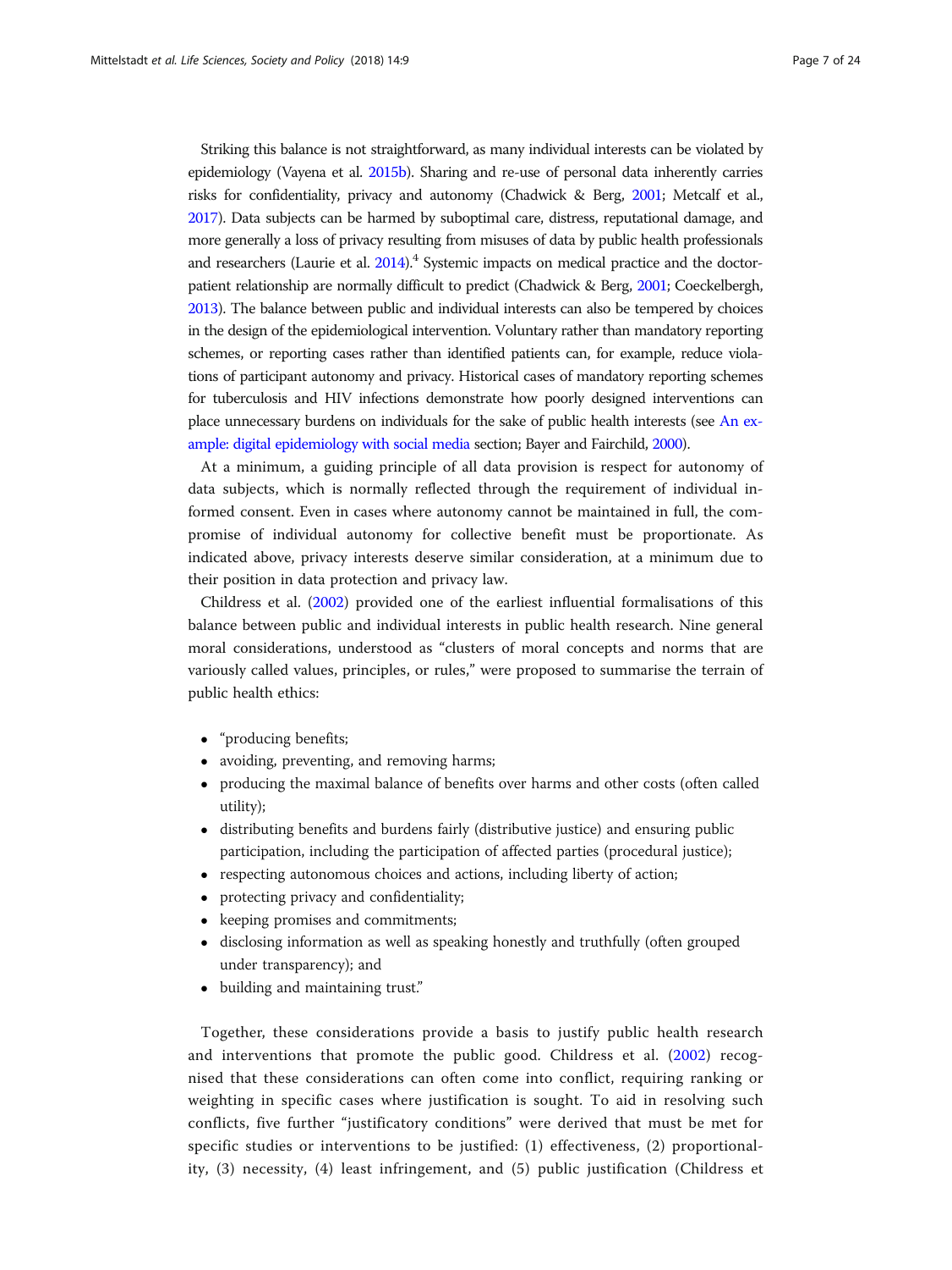Striking this balance is not straightforward, as many individual interests can be violated by epidemiology (Vayena et al. 2015b). Sharing and re-use of personal data inherently carries risks for confidentiality, privacy and autonomy (Chadwick & Berg, 2001; Metcalf et al., 2017). Data subjects can be harmed by suboptimal care, distress, reputational damage, and more generally a loss of privacy resulting from misuses of data by public health professionals and researchers (Laurie et al. 2014).[4] Systemic impacts on medical practice and the doctor-patient relationship are normally difficult to predict (Chadwick & Berg, 2001; Coeckelbergh, 2013). The balance between public and individual interests can also be tempered by choices in the design of the epidemiological intervention. Voluntary rather than mandatory reporting schemes, or reporting cases rather than identified patients can, for example, reduce violations of participant autonomy and privacy. Historical cases of mandatory reporting schemes for tuberculosis and HIV infections demonstrate how poorly designed interventions can place unnecessary burdens on individuals for the sake of public health interests (see An example: digital epidemiology with social media section; Bayer and Fairchild, 2000).

At a minimum, a guiding principle of all data provision is respect for autonomy of data subjects, which is normally reflected through the requirement of individual informed consent. Even in cases where autonomy cannot be maintained in full, the compromise of individual autonomy for collective benefit must be proportionate. As indicated above, privacy interests deserve similar consideration, at a minimum due to their position in data protection and privacy law.

Childress et al. (2002) provided one of the earliest influential formalisations of this balance between public and individual interests in public health research. Nine general moral considerations, understood as "clusters of moral concepts and norms that are variously called values, principles, or rules," were proposed to summarise the terrain of public health ethics:

- "producing benefits;
- avoiding, preventing, and removing harms;
- producing the maximal balance of benefits over harms and other costs (often called utility);
- distributing benefits and burdens fairly (distributive justice) and ensuring public participation, including the participation of affected parties (procedural justice);
- respecting autonomous choices and actions, including liberty of action;
- protecting privacy and confidentiality;
- keeping promises and commitments;
- disclosing information as well as speaking honestly and truthfully (often grouped under transparency); and
- building and maintaining trust."

Together, these considerations provide a basis to justify public health research and interventions that promote the public good. Childress et al. (2002) recognised that these considerations can often come into conflict, requiring ranking or weighting in specific cases where justification is sought. To aid in resolving such conflicts, five further "justificatory conditions" were derived that must be met for specific studies or interventions to be justified: (1) effectiveness, (2) proportionality, (3) necessity, (4) least infringement, and (5) public justification (Childress et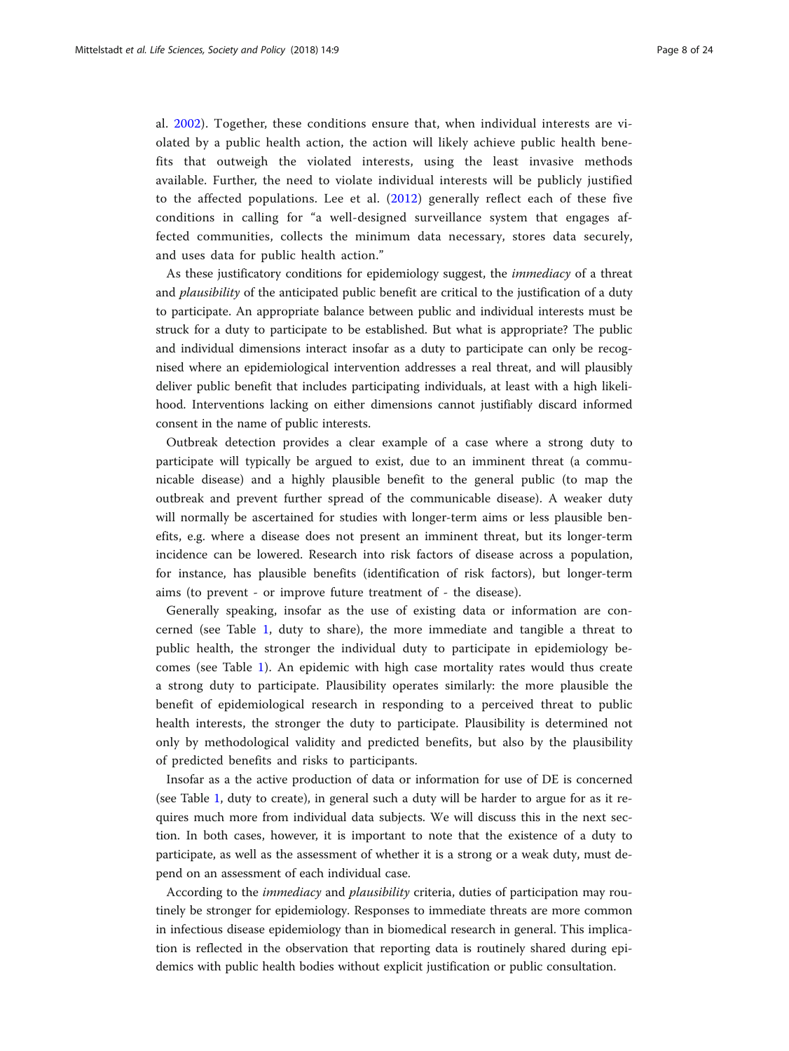al. 2002). Together, these conditions ensure that, when individual interests are violated by a public health action, the action will likely achieve public health benefits that outweigh the violated interests, using the least invasive methods available. Further, the need to violate individual interests will be publicly justified to the affected populations. Lee et al. (2012) generally reflect each of these five conditions in calling for "a well-designed surveillance system that engages affected communities, collects the minimum data necessary, stores data securely, and uses data for public health action."

As these justificatory conditions for epidemiology suggest, the *immediacy* of a threat and *plausibility* of the anticipated public benefit are critical to the justification of a duty to participate. An appropriate balance between public and individual interests must be struck for a duty to participate to be established. But what is appropriate? The public and individual dimensions interact insofar as a duty to participate can only be recognised where an epidemiological intervention addresses a real threat, and will plausibly deliver public benefit that includes participating individuals, at least with a high likelihood. Interventions lacking on either dimensions cannot justifiably discard informed consent in the name of public interests.

Outbreak detection provides a clear example of a case where a strong duty to participate will typically be argued to exist, due to an imminent threat (a communicable disease) and a highly plausible benefit to the general public (to map the outbreak and prevent further spread of the communicable disease). A weaker duty will normally be ascertained for studies with longer-term aims or less plausible benefits, e.g. where a disease does not present an imminent threat, but its longer-term incidence can be lowered. Research into risk factors of disease across a population, for instance, has plausible benefits (identification of risk factors), but longer-term aims (to prevent - or improve future treatment of - the disease).

Generally speaking, insofar as the use of existing data or information are concerned (see Table 1, duty to share), the more immediate and tangible a threat to public health, the stronger the individual duty to participate in epidemiology becomes (see Table 1). An epidemic with high case mortality rates would thus create a strong duty to participate. Plausibility operates similarly: the more plausible the benefit of epidemiological research in responding to a perceived threat to public health interests, the stronger the duty to participate. Plausibility is determined not only by methodological validity and predicted benefits, but also by the plausibility of predicted benefits and risks to participants.

Insofar as a the active production of data or information for use of DE is concerned (see Table 1, duty to create), in general such a duty will be harder to argue for as it requires much more from individual data subjects. We will discuss this in the next section. In both cases, however, it is important to note that the existence of a duty to participate, as well as the assessment of whether it is a strong or a weak duty, must depend on an assessment of each individual case.

According to the *immediacy* and *plausibility* criteria, duties of participation may routinely be stronger for epidemiology. Responses to immediate threats are more common in infectious disease epidemiology than in biomedical research in general. This implication is reflected in the observation that reporting data is routinely shared during epidemics with public health bodies without explicit justification or public consultation.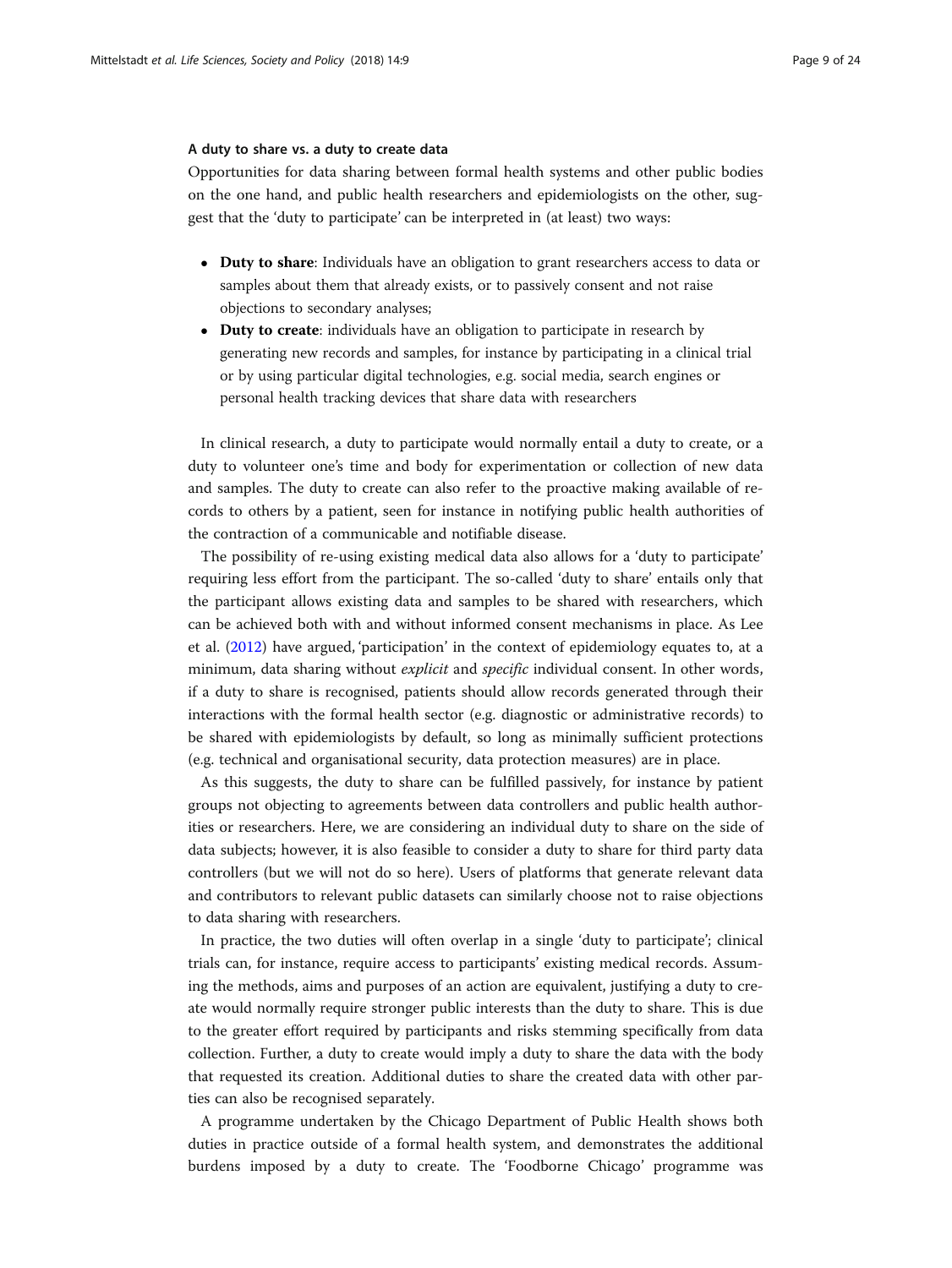#### A duty to share vs. a duty to create data

Opportunities for data sharing between formal health systems and other public bodies on the one hand, and public health researchers and epidemiologists on the other, suggest that the 'duty to participate' can be interpreted in (at least) two ways:

- **Duty to share**: Individuals have an obligation to grant researchers access to data or samples about them that already exists, or to passively consent and not raise objections to secondary analyses;
- **Duty to create**: individuals have an obligation to participate in research by generating new records and samples, for instance by participating in a clinical trial or by using particular digital technologies, e.g. social media, search engines or personal health tracking devices that share data with researchers

In clinical research, a duty to participate would normally entail a duty to create, or a duty to volunteer one's time and body for experimentation or collection of new data and samples. The duty to create can also refer to the proactive making available of records to others by a patient, seen for instance in notifying public health authorities of the contraction of a communicable and notifiable disease.

The possibility of re-using existing medical data also allows for a 'duty to participate' requiring less effort from the participant. The so-called 'duty to share' entails only that the participant allows existing data and samples to be shared with researchers, which can be achieved both with and without informed consent mechanisms in place. As Lee et al. (2012) have argued, 'participation' in the context of epidemiology equates to, at a minimum, data sharing without *explicit* and *specific* individual consent. In other words, if a duty to share is recognised, patients should allow records generated through their interactions with the formal health sector (e.g. diagnostic or administrative records) to be shared with epidemiologists by default, so long as minimally sufficient protections (e.g. technical and organisational security, data protection measures) are in place.

As this suggests, the duty to share can be fulfilled passively, for instance by patient groups not objecting to agreements between data controllers and public health authorities or researchers. Here, we are considering an individual duty to share on the side of data subjects; however, it is also feasible to consider a duty to share for third party data controllers (but we will not do so here). Users of platforms that generate relevant data and contributors to relevant public datasets can similarly choose not to raise objections to data sharing with researchers.

In practice, the two duties will often overlap in a single 'duty to participate'; clinical trials can, for instance, require access to participants' existing medical records. Assuming the methods, aims and purposes of an action are equivalent, justifying a duty to create would normally require stronger public interests than the duty to share. This is due to the greater effort required by participants and risks stemming specifically from data collection. Further, a duty to create would imply a duty to share the data with the body that requested its creation. Additional duties to share the created data with other parties can also be recognised separately.

A programme undertaken by the Chicago Department of Public Health shows both duties in practice outside of a formal health system, and demonstrates the additional burdens imposed by a duty to create. The 'Foodborne Chicago' programme was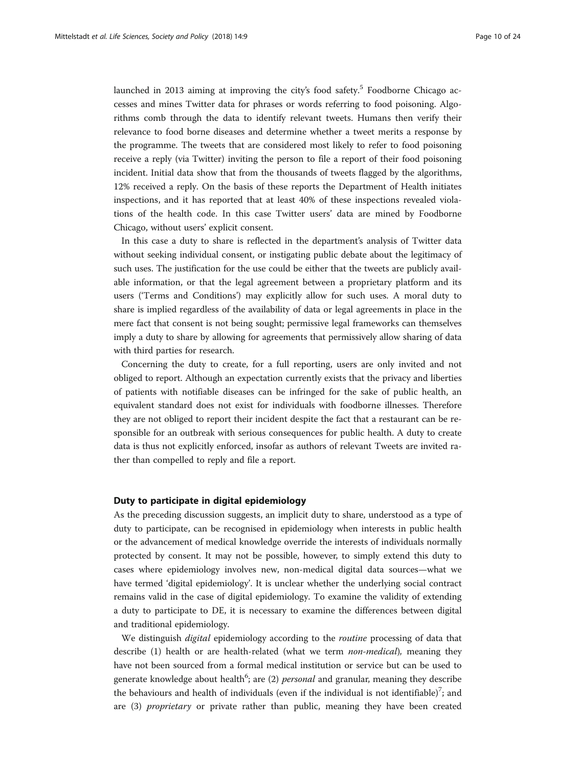launched in 2013 aiming at improving the city's food safety.[5] Foodborne Chicago accesses and mines Twitter data for phrases or words referring to food poisoning. Algorithms comb through the data to identify relevant tweets. Humans then verify their relevance to food borne diseases and determine whether a tweet merits a response by the programme. The tweets that are considered most likely to refer to food poisoning receive a reply (via Twitter) inviting the person to file a report of their food poisoning incident. Initial data show that from the thousands of tweets flagged by the algorithms, 12% received a reply. On the basis of these reports the Department of Health initiates inspections, and it has reported that at least 40% of these inspections revealed violations of the health code. In this case Twitter users' data are mined by Foodborne Chicago, without users' explicit consent.

In this case a duty to share is reflected in the department's analysis of Twitter data without seeking individual consent, or instigating public debate about the legitimacy of such uses. The justification for the use could be either that the tweets are publicly available information, or that the legal agreement between a proprietary platform and its users ('Terms and Conditions') may explicitly allow for such uses. A moral duty to share is implied regardless of the availability of data or legal agreements in place in the mere fact that consent is not being sought; permissive legal frameworks can themselves imply a duty to share by allowing for agreements that permissively allow sharing of data with third parties for research.

Concerning the duty to create, for a full reporting, users are only invited and not obliged to report. Although an expectation currently exists that the privacy and liberties of patients with notifiable diseases can be infringed for the sake of public health, an equivalent standard does not exist for individuals with foodborne illnesses. Therefore they are not obliged to report their incident despite the fact that a restaurant can be responsible for an outbreak with serious consequences for public health. A duty to create data is thus not explicitly enforced, insofar as authors of relevant Tweets are invited rather than compelled to reply and file a report.

## Duty to participate in digital epidemiology

As the preceding discussion suggests, an implicit duty to share, understood as a type of duty to participate, can be recognised in epidemiology when interests in public health or the advancement of medical knowledge override the interests of individuals normally protected by consent. It may not be possible, however, to simply extend this duty to cases where epidemiology involves new, non-medical digital data sources—what we have termed 'digital epidemiology'. It is unclear whether the underlying social contract remains valid in the case of digital epidemiology. To examine the validity of extending a duty to participate to DE, it is necessary to examine the differences between digital and traditional epidemiology.

We distinguish *digital* epidemiology according to the *routine* processing of data that describe (1) health or are health-related (what we term *non-medical*), meaning they have not been sourced from a formal medical institution or service but can be used to generate knowledge about health[6]; are (2) *personal* and granular, meaning they describe the behaviours and health of individuals (even if the individual is not identifiable)[7]; and are (3) *proprietary* or private rather than public, meaning they have been created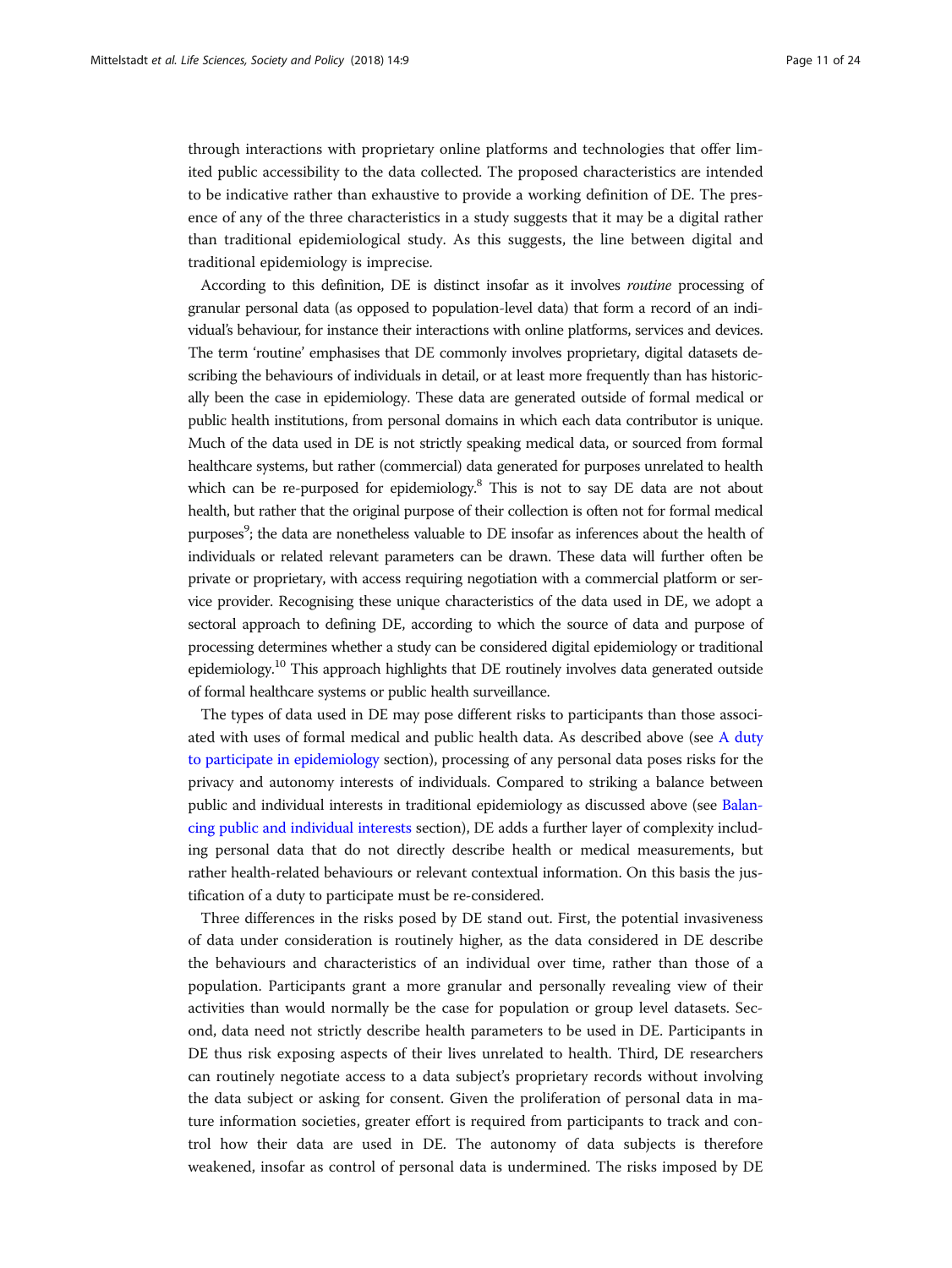through interactions with proprietary online platforms and technologies that offer limited public accessibility to the data collected. The proposed characteristics are intended to be indicative rather than exhaustive to provide a working definition of DE. The presence of any of the three characteristics in a study suggests that it may be a digital rather than traditional epidemiological study. As this suggests, the line between digital and traditional epidemiology is imprecise.

According to this definition, DE is distinct insofar as it involves *routine* processing of granular personal data (as opposed to population-level data) that form a record of an individual's behaviour, for instance their interactions with online platforms, services and devices. The term 'routine' emphasises that DE commonly involves proprietary, digital datasets describing the behaviours of individuals in detail, or at least more frequently than has historically been the case in epidemiology. These data are generated outside of formal medical or public health institutions, from personal domains in which each data contributor is unique. Much of the data used in DE is not strictly speaking medical data, or sourced from formal healthcare systems, but rather (commercial) data generated for purposes unrelated to health which can be re-purposed for epidemiology.[8] This is not to say DE data are not about health, but rather that the original purpose of their collection is often not for formal medical purposes[9]; the data are nonetheless valuable to DE insofar as inferences about the health of individuals or related relevant parameters can be drawn. These data will further often be private or proprietary, with access requiring negotiation with a commercial platform or service provider. Recognising these unique characteristics of the data used in DE, we adopt a sectoral approach to defining DE, according to which the source of data and purpose of processing determines whether a study can be considered digital epidemiology or traditional epidemiology.[10] This approach highlights that DE routinely involves data generated outside of formal healthcare systems or public health surveillance.

The types of data used in DE may pose different risks to participants than those associated with uses of formal medical and public health data. As described above (see A duty to participate in epidemiology section), processing of any personal data poses risks for the privacy and autonomy interests of individuals. Compared to striking a balance between public and individual interests in traditional epidemiology as discussed above (see Balancing public and individual interests section), DE adds a further layer of complexity including personal data that do not directly describe health or medical measurements, but rather health-related behaviours or relevant contextual information. On this basis the justification of a duty to participate must be re-considered.

Three differences in the risks posed by DE stand out. First, the potential invasiveness of data under consideration is routinely higher, as the data considered in DE describe the behaviours and characteristics of an individual over time, rather than those of a population. Participants grant a more granular and personally revealing view of their activities than would normally be the case for population or group level datasets. Second, data need not strictly describe health parameters to be used in DE. Participants in DE thus risk exposing aspects of their lives unrelated to health. Third, DE researchers can routinely negotiate access to a data subject's proprietary records without involving the data subject or asking for consent. Given the proliferation of personal data in mature information societies, greater effort is required from participants to track and control how their data are used in DE. The autonomy of data subjects is therefore weakened, insofar as control of personal data is undermined. The risks imposed by DE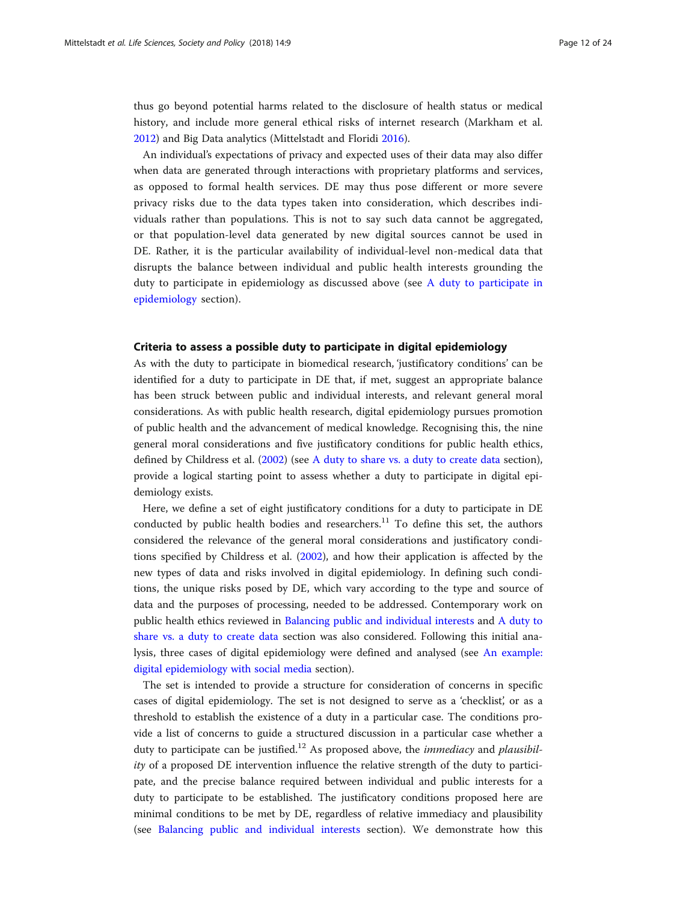thus go beyond potential harms related to the disclosure of health status or medical history, and include more general ethical risks of internet research (Markham et al. 2012) and Big Data analytics (Mittelstadt and Floridi 2016).

An individual's expectations of privacy and expected uses of their data may also differ when data are generated through interactions with proprietary platforms and services, as opposed to formal health services. DE may thus pose different or more severe privacy risks due to the data types taken into consideration, which describes individuals rather than populations. This is not to say such data cannot be aggregated, or that population-level data generated by new digital sources cannot be used in DE. Rather, it is the particular availability of individual-level non-medical data that disrupts the balance between individual and public health interests grounding the duty to participate in epidemiology as discussed above (see A duty to participate in epidemiology section).

## Criteria to assess a possible duty to participate in digital epidemiology

As with the duty to participate in biomedical research, 'justificatory conditions' can be identified for a duty to participate in DE that, if met, suggest an appropriate balance has been struck between public and individual interests, and relevant general moral considerations. As with public health research, digital epidemiology pursues promotion of public health and the advancement of medical knowledge. Recognising this, the nine general moral considerations and five justificatory conditions for public health ethics, defined by Childress et al. (2002) (see A duty to share vs. a duty to create data section), provide a logical starting point to assess whether a duty to participate in digital epidemiology exists.

Here, we define a set of eight justificatory conditions for a duty to participate in DE conducted by public health bodies and researchers.[11] To define this set, the authors considered the relevance of the general moral considerations and justificatory conditions specified by Childress et al. (2002), and how their application is affected by the new types of data and risks involved in digital epidemiology. In defining such conditions, the unique risks posed by DE, which vary according to the type and source of data and the purposes of processing, needed to be addressed. Contemporary work on public health ethics reviewed in Balancing public and individual interests and A duty to share vs. a duty to create data section was also considered. Following this initial analysis, three cases of digital epidemiology were defined and analysed (see An example: digital epidemiology with social media section).

The set is intended to provide a structure for consideration of concerns in specific cases of digital epidemiology. The set is not designed to serve as a 'checklist', or as a threshold to establish the existence of a duty in a particular case. The conditions provide a list of concerns to guide a structured discussion in a particular case whether a duty to participate can be justified.[12] As proposed above, the *immediacy* and *plausibility* of a proposed DE intervention influence the relative strength of the duty to participate, and the precise balance required between individual and public interests for a duty to participate to be established. The justificatory conditions proposed here are minimal conditions to be met by DE, regardless of relative immediacy and plausibility (see Balancing public and individual interests section). We demonstrate how this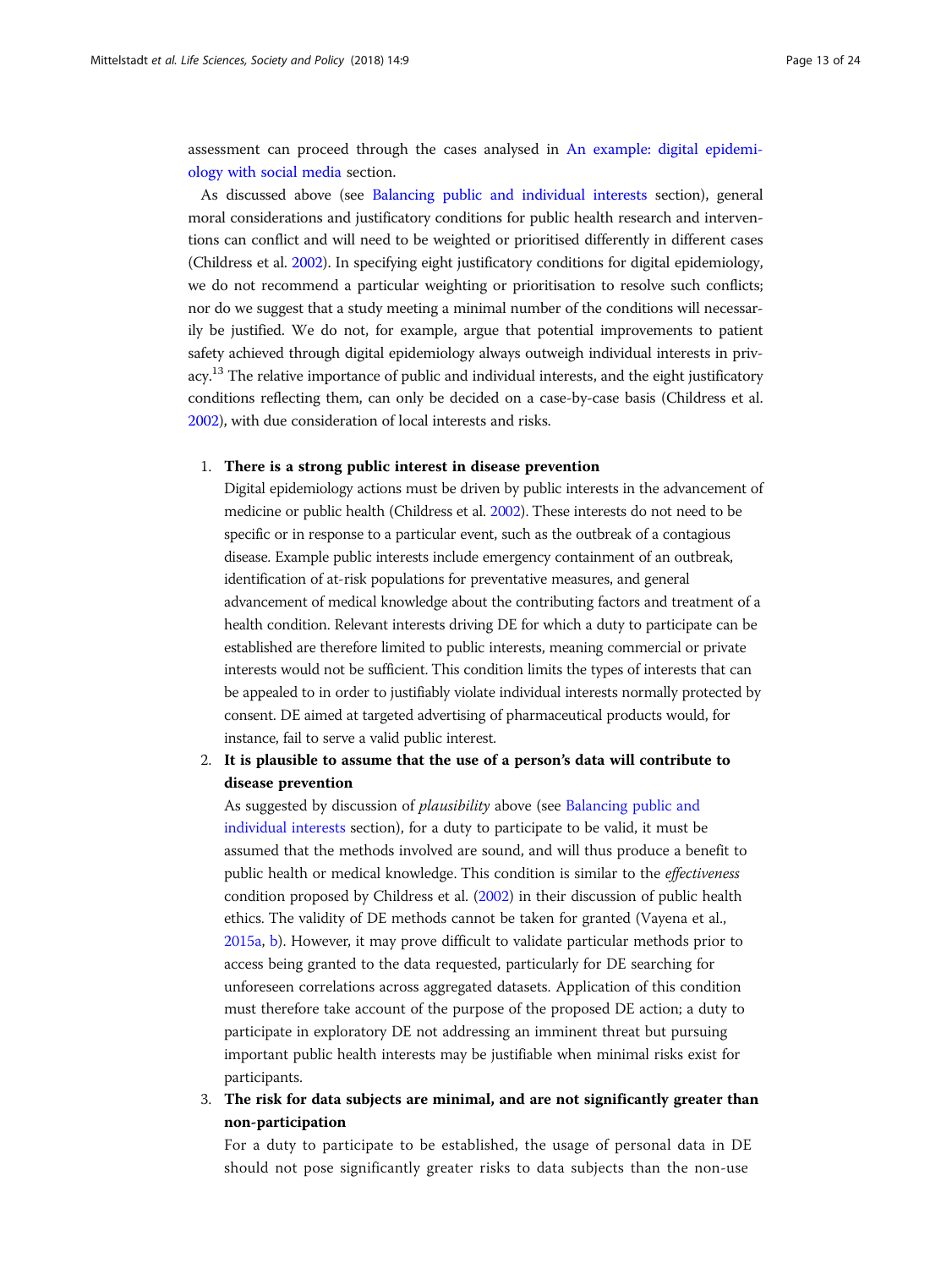assessment can proceed through the cases analysed in An example: digital epidemiology with social media section.

As discussed above (see Balancing public and individual interests section), general moral considerations and justificatory conditions for public health research and interventions can conflict and will need to be weighted or prioritised differently in different cases (Childress et al. 2002). In specifying eight justificatory conditions for digital epidemiology, we do not recommend a particular weighting or prioritisation to resolve such conflicts; nor do we suggest that a study meeting a minimal number of the conditions will necessarily be justified. We do not, for example, argue that potential improvements to patient safety achieved through digital epidemiology always outweigh individual interests in privacy.[13] The relative importance of public and individual interests, and the eight justificatory conditions reflecting them, can only be decided on a case-by-case basis (Childress et al. 2002), with due consideration of local interests and risks.

1. **There is a strong public interest in disease prevention**
   Digital epidemiology actions must be driven by public interests in the advancement of medicine or public health (Childress et al. 2002). These interests do not need to be specific or in response to a particular event, such as the outbreak of a contagious disease. Example public interests include emergency containment of an outbreak, identification of at-risk populations for preventative measures, and general advancement of medical knowledge about the contributing factors and treatment of a health condition. Relevant interests driving DE for which a duty to participate can be established are therefore limited to public interests, meaning commercial or private interests would not be sufficient. This condition limits the types of interests that can be appealed to in order to justifiably violate individual interests normally protected by consent. DE aimed at targeted advertising of pharmaceutical products would, for instance, fail to serve a valid public interest.
2. **It is plausible to assume that the use of a person's data will contribute to disease prevention**
   As suggested by discussion of *plausibility* above (see Balancing public and individual interests section), for a duty to participate to be valid, it must be assumed that the methods involved are sound, and will thus produce a benefit to public health or medical knowledge. This condition is similar to the *effectiveness* condition proposed by Childress et al. (2002) in their discussion of public health ethics. The validity of DE methods cannot be taken for granted (Vayena et al., 2015a, b). However, it may prove difficult to validate particular methods prior to access being granted to the data requested, particularly for DE searching for unforeseen correlations across aggregated datasets. Application of this condition must therefore take account of the purpose of the proposed DE action; a duty to participate in exploratory DE not addressing an imminent threat but pursuing important public health interests may be justifiable when minimal risks exist for participants.
3. **The risk for data subjects are minimal, and are not significantly greater than non-participation**
   For a duty to participate to be established, the usage of personal data in DE should not pose significantly greater risks to data subjects than the non-use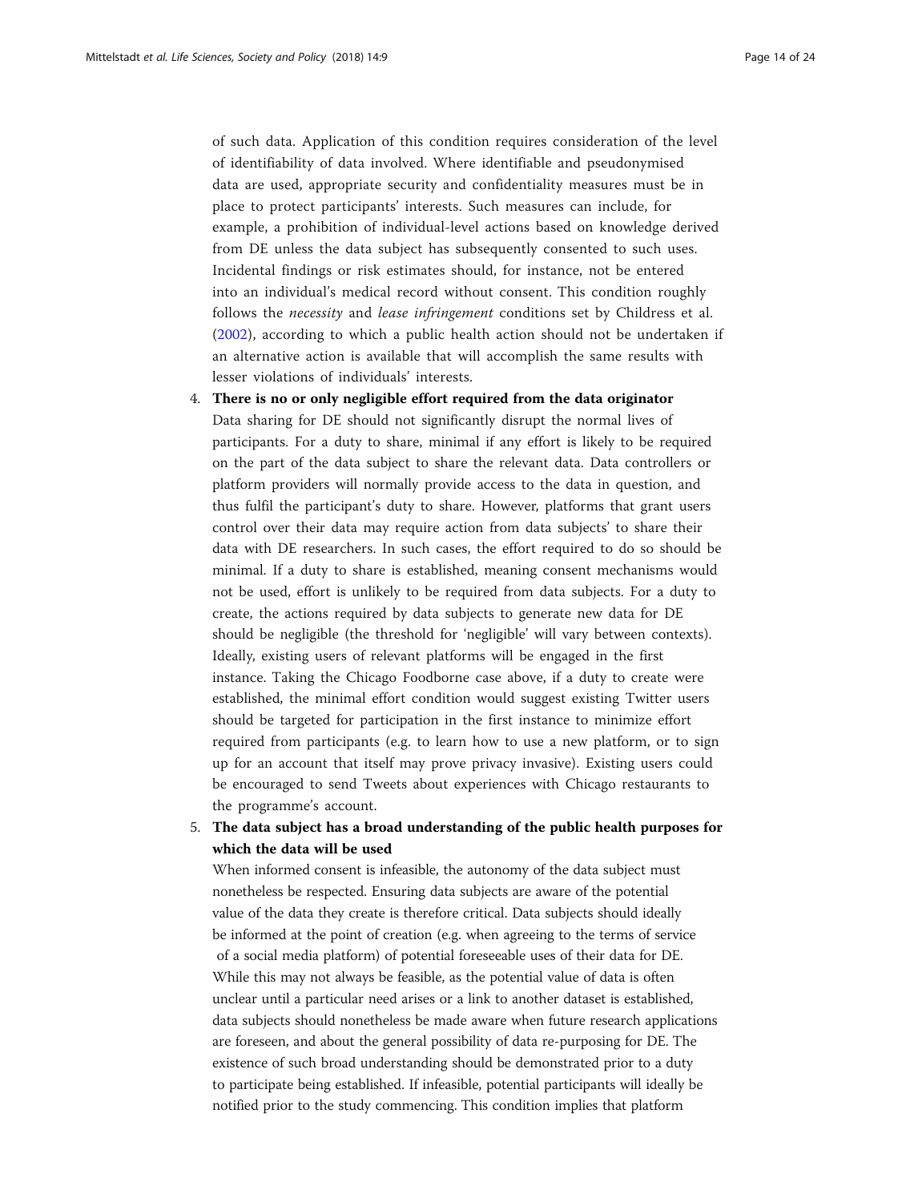of such data. Application of this condition requires consideration of the level of identifiability of data involved. Where identifiable and pseudonymised data are used, appropriate security and confidentiality measures must be in place to protect participants' interests. Such measures can include, for example, a prohibition of individual-level actions based on knowledge derived from DE unless the data subject has subsequently consented to such uses. Incidental findings or risk estimates should, for instance, not be entered into an individual's medical record without consent. This condition roughly follows the *necessity* and *lease infringement* conditions set by Childress et al. (2002), according to which a public health action should not be undertaken if an alternative action is available that will accomplish the same results with lesser violations of individuals' interests.

4. **There is no or only negligible effort required from the data originator**
   Data sharing for DE should not significantly disrupt the normal lives of participants. For a duty to share, minimal if any effort is likely to be required on the part of the data subject to share the relevant data. Data controllers or platform providers will normally provide access to the data in question, and thus fulfil the participant's duty to share. However, platforms that grant users control over their data may require action from data subjects' to share their data with DE researchers. In such cases, the effort required to do so should be minimal. If a duty to share is established, meaning consent mechanisms would not be used, effort is unlikely to be required from data subjects. For a duty to create, the actions required by data subjects to generate new data for DE should be negligible (the threshold for 'negligible' will vary between contexts). Ideally, existing users of relevant platforms will be engaged in the first instance. Taking the Chicago Foodborne case above, if a duty to create were established, the minimal effort condition would suggest existing Twitter users should be targeted for participation in the first instance to minimize effort required from participants (e.g. to learn how to use a new platform, or to sign up for an account that itself may prove privacy invasive). Existing users could be encouraged to send Tweets about experiences with Chicago restaurants to the programme's account.

5. **The data subject has a broad understanding of the public health purposes for which the data will be used**
   When informed consent is infeasible, the autonomy of the data subject must nonetheless be respected. Ensuring data subjects are aware of the potential value of the data they create is therefore critical. Data subjects should ideally be informed at the point of creation (e.g. when agreeing to the terms of service of a social media platform) of potential foreseeable uses of their data for DE. While this may not always be feasible, as the potential value of data is often unclear until a particular need arises or a link to another dataset is established, data subjects should nonetheless be made aware when future research applications are foreseen, and about the general possibility of data re-purposing for DE. The existence of such broad understanding should be demonstrated prior to a duty to participate being established. If infeasible, potential participants will ideally be notified prior to the study commencing. This condition implies that platform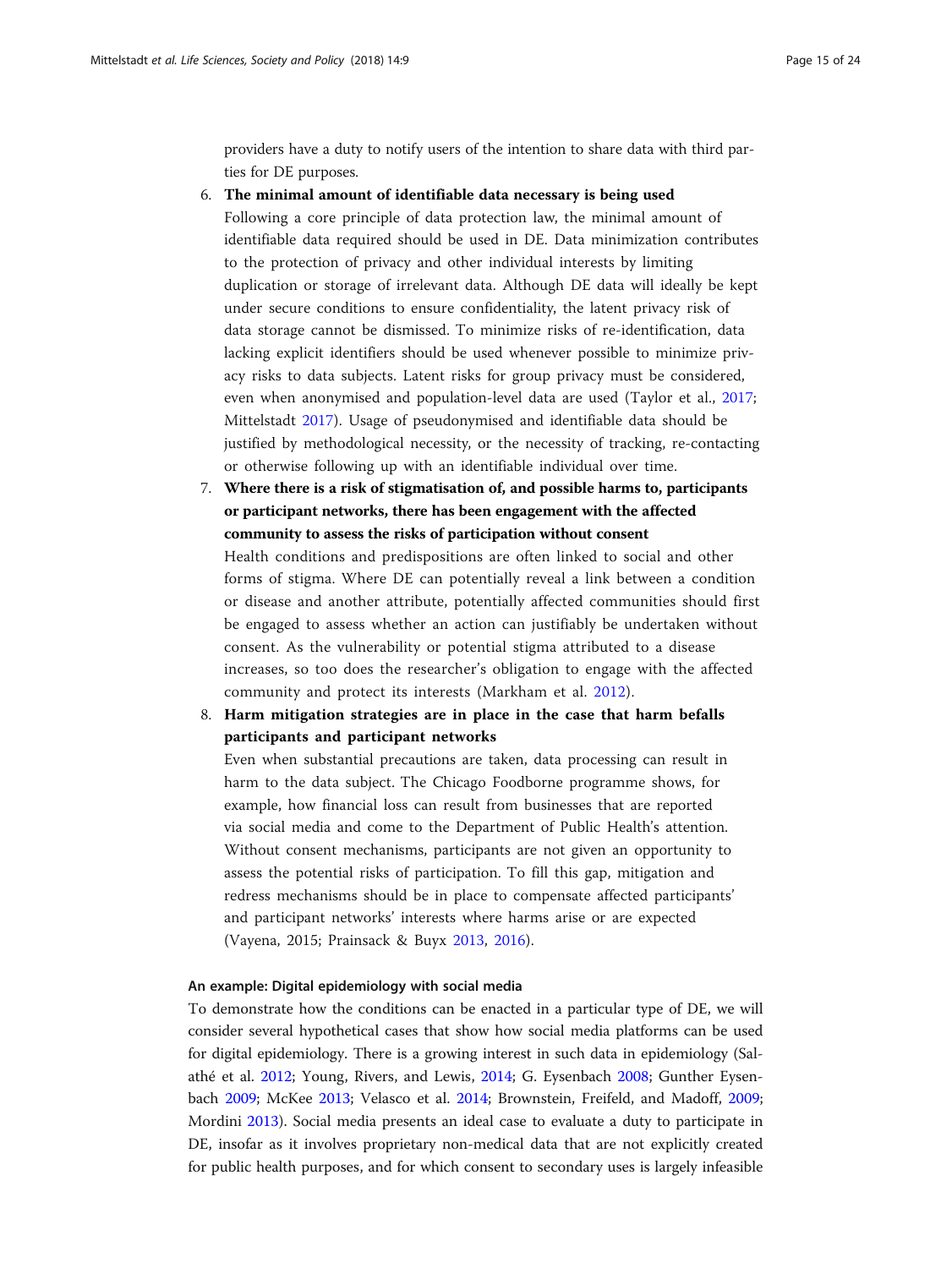providers have a duty to notify users of the intention to share data with third parties for DE purposes.

6. **The minimal amount of identifiable data necessary is being used**
   Following a core principle of data protection law, the minimal amount of identifiable data required should be used in DE. Data minimization contributes to the protection of privacy and other individual interests by limiting duplication or storage of irrelevant data. Although DE data will ideally be kept under secure conditions to ensure confidentiality, the latent privacy risk of data storage cannot be dismissed. To minimize risks of re-identification, data lacking explicit identifiers should be used whenever possible to minimize privacy risks to data subjects. Latent risks for group privacy must be considered, even when anonymised and population-level data are used (Taylor et al., 2017; Mittelstadt 2017). Usage of pseudonymised and identifiable data should be justified by methodological necessity, or the necessity of tracking, re-contacting or otherwise following up with an identifiable individual over time.

7. **Where there is a risk of stigmatisation of, and possible harms to, participants or participant networks, there has been engagement with the affected community to assess the risks of participation without consent**
   Health conditions and predispositions are often linked to social and other forms of stigma. Where DE can potentially reveal a link between a condition or disease and another attribute, potentially affected communities should first be engaged to assess whether an action can justifiably be undertaken without consent. As the vulnerability or potential stigma attributed to a disease increases, so too does the researcher's obligation to engage with the affected community and protect its interests (Markham et al. 2012).

8. **Harm mitigation strategies are in place in the case that harm befalls participants and participant networks**
   Even when substantial precautions are taken, data processing can result in harm to the data subject. The Chicago Foodborne programme shows, for example, how financial loss can result from businesses that are reported via social media and come to the Department of Public Health's attention. Without consent mechanisms, participants are not given an opportunity to assess the potential risks of participation. To fill this gap, mitigation and redress mechanisms should be in place to compensate affected participants' and participant networks' interests where harms arise or are expected (Vayena, 2015; Prainsack & Buyx 2013, 2016).

### An example: Digital epidemiology with social media

To demonstrate how the conditions can be enacted in a particular type of DE, we will consider several hypothetical cases that show how social media platforms can be used for digital epidemiology. There is a growing interest in such data in epidemiology (Salathé et al. 2012; Young, Rivers, and Lewis, 2014; G. Eysenbach 2008; Gunther Eysenbach 2009; McKee 2013; Velasco et al. 2014; Brownstein, Freifeld, and Madoff, 2009; Mordini 2013). Social media presents an ideal case to evaluate a duty to participate in DE, insofar as it involves proprietary non-medical data that are not explicitly created for public health purposes, and for which consent to secondary uses is largely infeasible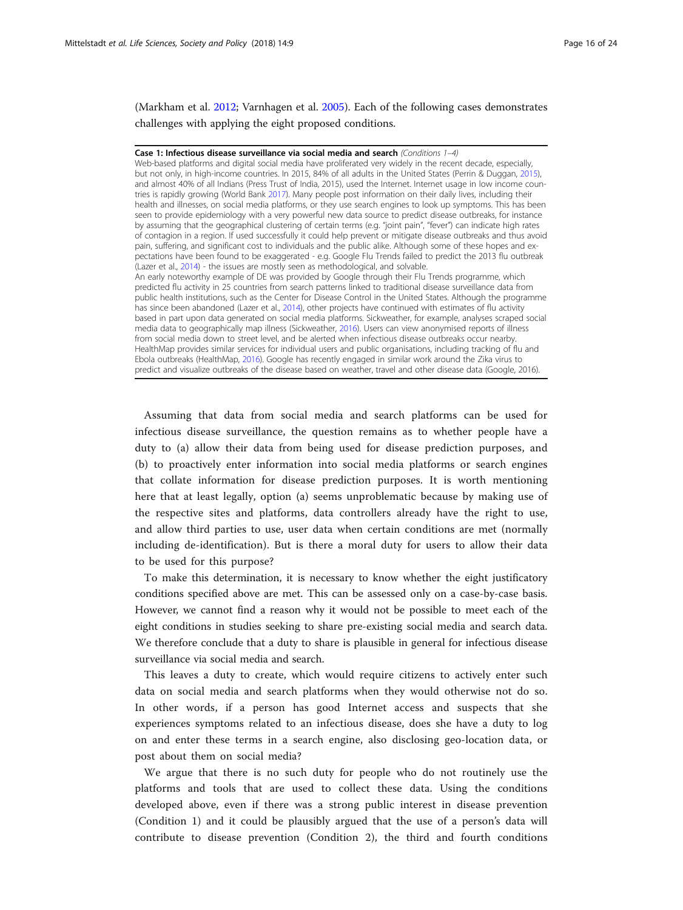(Markham et al. 2012; Varnhagen et al. 2005). Each of the following cases demonstrates challenges with applying the eight proposed conditions.

**Case 1: Infectious disease surveillance via social media and search** *(Conditions 1–4)*

Web-based platforms and digital social media have proliferated very widely in the recent decade, especially, but not only, in high-income countries. In 2015, 84% of all adults in the United States (Perrin & Duggan, 2015), and almost 40% of all Indians (Press Trust of India, 2015), used the Internet. Internet usage in low income countries is rapidly growing (World Bank 2017). Many people post information on their daily lives, including their health and illnesses, on social media platforms, or they use search engines to look up symptoms. This has been seen to provide epidemiology with a very powerful new data source to predict disease outbreaks, for instance by assuming that the geographical clustering of certain terms (e.g. "joint pain", "fever") can indicate high rates of contagion in a region. If used successfully it could help prevent or mitigate disease outbreaks and thus avoid pain, suffering, and significant cost to individuals and the public alike. Although some of these hopes and expectations have been found to be exaggerated - e.g. Google Flu Trends failed to predict the 2013 flu outbreak (Lazer et al., 2014) - the issues are mostly seen as methodological, and solvable.

An early noteworthy example of DE was provided by Google through their Flu Trends programme, which predicted flu activity in 25 countries from search patterns linked to traditional disease surveillance data from public health institutions, such as the Center for Disease Control in the United States. Although the programme has since been abandoned (Lazer et al., 2014), other projects have continued with estimates of flu activity based in part upon data generated on social media platforms. Sickweather, for example, analyses scraped social media data to geographically map illness (Sickweather, 2016). Users can view anonymised reports of illness from social media down to street level, and be alerted when infectious disease outbreaks occur nearby. HealthMap provides similar services for individual users and public organisations, including tracking of flu and Ebola outbreaks (HealthMap, 2016). Google has recently engaged in similar work around the Zika virus to predict and visualize outbreaks of the disease based on weather, travel and other disease data (Google, 2016).

Assuming that data from social media and search platforms can be used for infectious disease surveillance, the question remains as to whether people have a duty to (a) allow their data from being used for disease prediction purposes, and (b) to proactively enter information into social media platforms or search engines that collate information for disease prediction purposes. It is worth mentioning here that at least legally, option (a) seems unproblematic because by making use of the respective sites and platforms, data controllers already have the right to use, and allow third parties to use, user data when certain conditions are met (normally including de-identification). But is there a moral duty for users to allow their data to be used for this purpose?

To make this determination, it is necessary to know whether the eight justificatory conditions specified above are met. This can be assessed only on a case-by-case basis. However, we cannot find a reason why it would not be possible to meet each of the eight conditions in studies seeking to share pre-existing social media and search data. We therefore conclude that a duty to share is plausible in general for infectious disease surveillance via social media and search.

This leaves a duty to create, which would require citizens to actively enter such data on social media and search platforms when they would otherwise not do so. In other words, if a person has good Internet access and suspects that she experiences symptoms related to an infectious disease, does she have a duty to log on and enter these terms in a search engine, also disclosing geo-location data, or post about them on social media?

We argue that there is no such duty for people who do not routinely use the platforms and tools that are used to collect these data. Using the conditions developed above, even if there was a strong public interest in disease prevention (Condition 1) and it could be plausibly argued that the use of a person's data will contribute to disease prevention (Condition 2), the third and fourth conditions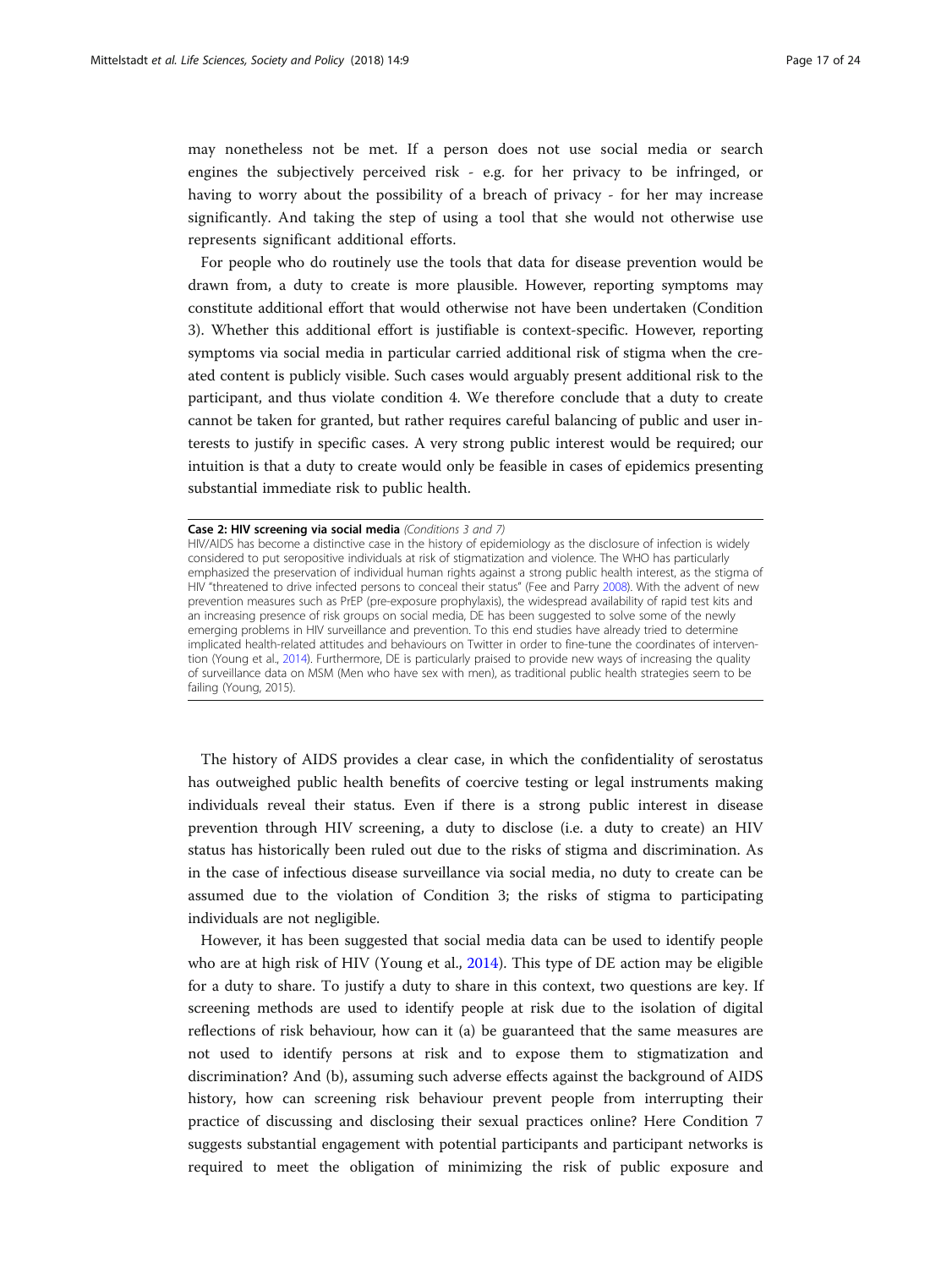may nonetheless not be met. If a person does not use social media or search engines the subjectively perceived risk - e.g. for her privacy to be infringed, or having to worry about the possibility of a breach of privacy - for her may increase significantly. And taking the step of using a tool that she would not otherwise use represents significant additional efforts.

For people who do routinely use the tools that data for disease prevention would be drawn from, a duty to create is more plausible. However, reporting symptoms may constitute additional effort that would otherwise not have been undertaken (Condition 3). Whether this additional effort is justifiable is context-specific. However, reporting symptoms via social media in particular carried additional risk of stigma when the created content is publicly visible. Such cases would arguably present additional risk to the participant, and thus violate condition 4. We therefore conclude that a duty to create cannot be taken for granted, but rather requires careful balancing of public and user interests to justify in specific cases. A very strong public interest would be required; our intuition is that a duty to create would only be feasible in cases of epidemics presenting substantial immediate risk to public health.

---

**Case 2: HIV screening via social media** *(Conditions 3 and 7)*

HIV/AIDS has become a distinctive case in the history of epidemiology as the disclosure of infection is widely considered to put seropositive individuals at risk of stigmatization and violence. The WHO has particularly emphasized the preservation of individual human rights against a strong public health interest, as the stigma of HIV "threatened to drive infected persons to conceal their status" (Fee and Parry 2008). With the advent of new prevention measures such as PrEP (pre-exposure prophylaxis), the widespread availability of rapid test kits and an increasing presence of risk groups on social media, DE has been suggested to solve some of the newly emerging problems in HIV surveillance and prevention. To this end studies have already tried to determine implicated health-related attitudes and behaviours on Twitter in order to fine-tune the coordinates of intervention (Young et al., 2014). Furthermore, DE is particularly praised to provide new ways of increasing the quality of surveillance data on MSM (Men who have sex with men), as traditional public health strategies seem to be failing (Young, 2015).

---

The history of AIDS provides a clear case, in which the confidentiality of serostatus has outweighed public health benefits of coercive testing or legal instruments making individuals reveal their status. Even if there is a strong public interest in disease prevention through HIV screening, a duty to disclose (i.e. a duty to create) an HIV status has historically been ruled out due to the risks of stigma and discrimination. As in the case of infectious disease surveillance via social media, no duty to create can be assumed due to the violation of Condition 3; the risks of stigma to participating individuals are not negligible.

However, it has been suggested that social media data can be used to identify people who are at high risk of HIV (Young et al., 2014). This type of DE action may be eligible for a duty to share. To justify a duty to share in this context, two questions are key. If screening methods are used to identify people at risk due to the isolation of digital reflections of risk behaviour, how can it (a) be guaranteed that the same measures are not used to identify persons at risk and to expose them to stigmatization and discrimination? And (b), assuming such adverse effects against the background of AIDS history, how can screening risk behaviour prevent people from interrupting their practice of discussing and disclosing their sexual practices online? Here Condition 7 suggests substantial engagement with potential participants and participant networks is required to meet the obligation of minimizing the risk of public exposure and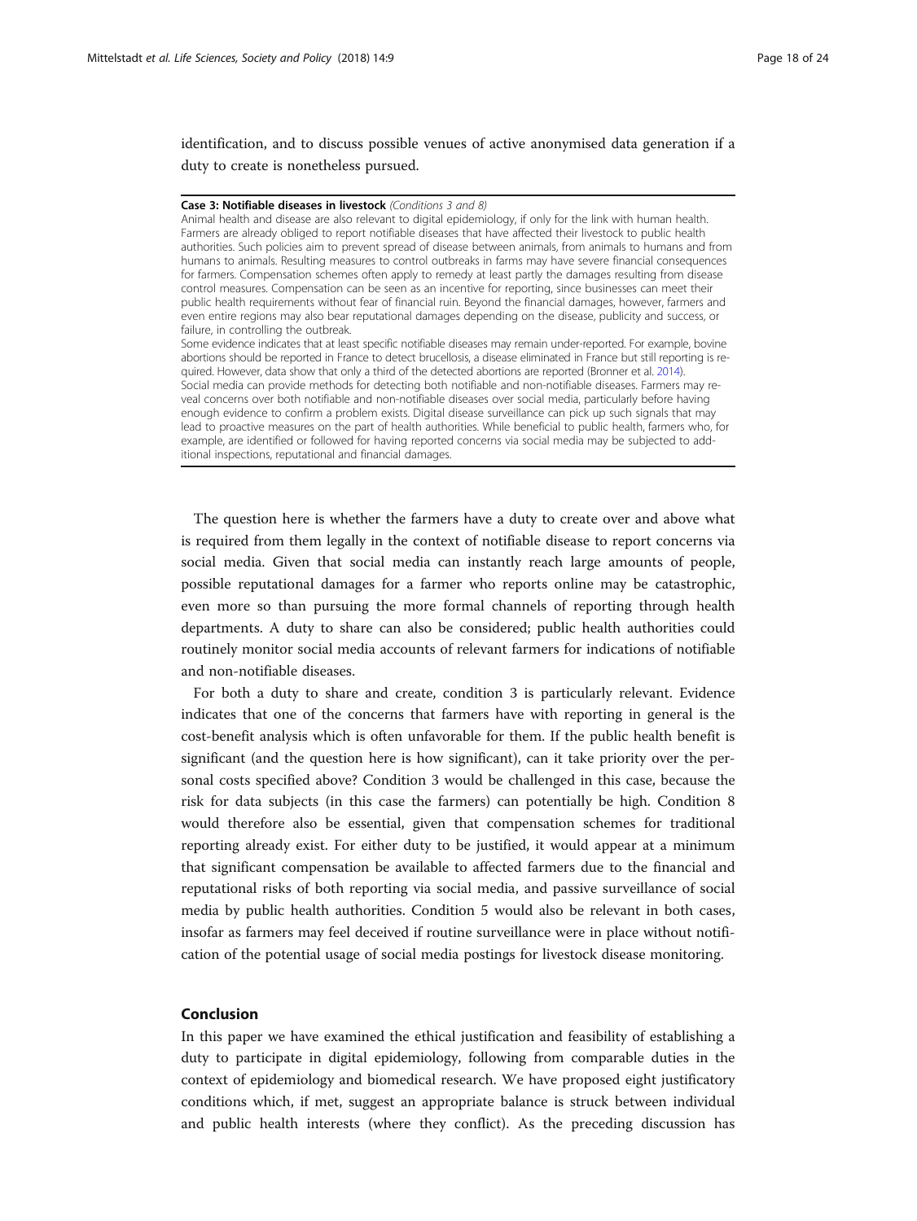identification, and to discuss possible venues of active anonymised data generation if a duty to create is nonetheless pursued.

**Case 3: Notifiable diseases in livestock** *(Conditions 3 and 8)*

Animal health and disease are also relevant to digital epidemiology, if only for the link with human health. Farmers are already obliged to report notifiable diseases that have affected their livestock to public health authorities. Such policies aim to prevent spread of disease between animals, from animals to humans and from humans to animals. Resulting measures to control outbreaks in farms may have severe financial consequences for farmers. Compensation schemes often apply to remedy at least partly the damages resulting from disease control measures. Compensation can be seen as an incentive for reporting, since businesses can meet their public health requirements without fear of financial ruin. Beyond the financial damages, however, farmers and even entire regions may also bear reputational damages depending on the disease, publicity and success, or failure, in controlling the outbreak.

Some evidence indicates that at least specific notifiable diseases may remain under-reported. For example, bovine abortions should be reported in France to detect brucellosis, a disease eliminated in France but still reporting is required. However, data show that only a third of the detected abortions are reported (Bronner et al. 2014).

Social media can provide methods for detecting both notifiable and non-notifiable diseases. Farmers may reveal concerns over both notifiable and non-notifiable diseases over social media, particularly before having enough evidence to confirm a problem exists. Digital disease surveillance can pick up such signals that may lead to proactive measures on the part of health authorities. While beneficial to public health, farmers who, for example, are identified or followed for having reported concerns via social media may be subjected to additional inspections, reputational and financial damages.

The question here is whether the farmers have a duty to create over and above what is required from them legally in the context of notifiable disease to report concerns via social media. Given that social media can instantly reach large amounts of people, possible reputational damages for a farmer who reports online may be catastrophic, even more so than pursuing the more formal channels of reporting through health departments. A duty to share can also be considered; public health authorities could routinely monitor social media accounts of relevant farmers for indications of notifiable and non-notifiable diseases.

For both a duty to share and create, condition 3 is particularly relevant. Evidence indicates that one of the concerns that farmers have with reporting in general is the cost-benefit analysis which is often unfavorable for them. If the public health benefit is significant (and the question here is how significant), can it take priority over the personal costs specified above? Condition 3 would be challenged in this case, because the risk for data subjects (in this case the farmers) can potentially be high. Condition 8 would therefore also be essential, given that compensation schemes for traditional reporting already exist. For either duty to be justified, it would appear at a minimum that significant compensation be available to affected farmers due to the financial and reputational risks of both reporting via social media, and passive surveillance of social media by public health authorities. Condition 5 would also be relevant in both cases, insofar as farmers may feel deceived if routine surveillance were in place without notification of the potential usage of social media postings for livestock disease monitoring.

## Conclusion

In this paper we have examined the ethical justification and feasibility of establishing a duty to participate in digital epidemiology, following from comparable duties in the context of epidemiology and biomedical research. We have proposed eight justificatory conditions which, if met, suggest an appropriate balance is struck between individual and public health interests (where they conflict). As the preceding discussion has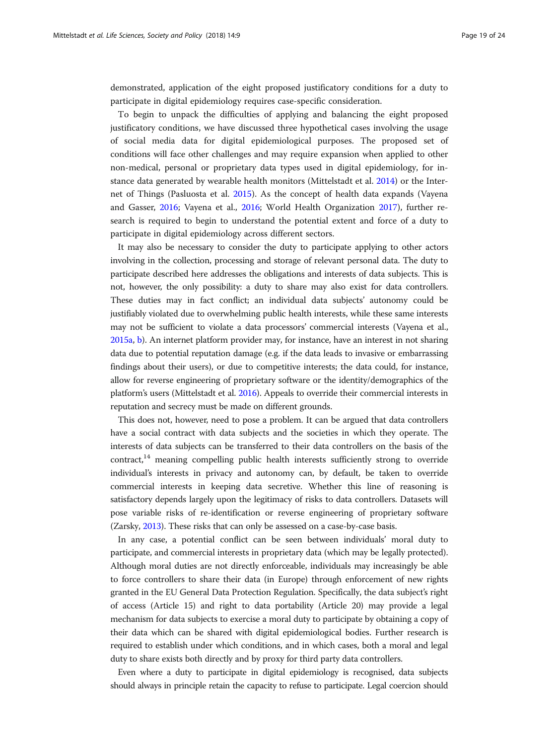demonstrated, application of the eight proposed justificatory conditions for a duty to participate in digital epidemiology requires case-specific consideration.

To begin to unpack the difficulties of applying and balancing the eight proposed justificatory conditions, we have discussed three hypothetical cases involving the usage of social media data for digital epidemiological purposes. The proposed set of conditions will face other challenges and may require expansion when applied to other non-medical, personal or proprietary data types used in digital epidemiology, for instance data generated by wearable health monitors (Mittelstadt et al. 2014) or the Internet of Things (Pasluosta et al. 2015). As the concept of health data expands (Vayena and Gasser, 2016; Vayena et al., 2016; World Health Organization 2017), further research is required to begin to understand the potential extent and force of a duty to participate in digital epidemiology across different sectors.

It may also be necessary to consider the duty to participate applying to other actors involving in the collection, processing and storage of relevant personal data. The duty to participate described here addresses the obligations and interests of data subjects. This is not, however, the only possibility: a duty to share may also exist for data controllers. These duties may in fact conflict; an individual data subjects' autonomy could be justifiably violated due to overwhelming public health interests, while these same interests may not be sufficient to violate a data processors' commercial interests (Vayena et al., 2015a, b). An internet platform provider may, for instance, have an interest in not sharing data due to potential reputation damage (e.g. if the data leads to invasive or embarrassing findings about their users), or due to competitive interests; the data could, for instance, allow for reverse engineering of proprietary software or the identity/demographics of the platform's users (Mittelstadt et al. 2016). Appeals to override their commercial interests in reputation and secrecy must be made on different grounds.

This does not, however, need to pose a problem. It can be argued that data controllers have a social contract with data subjects and the societies in which they operate. The interests of data subjects can be transferred to their data controllers on the basis of the contract,[14] meaning compelling public health interests sufficiently strong to override individual's interests in privacy and autonomy can, by default, be taken to override commercial interests in keeping data secretive. Whether this line of reasoning is satisfactory depends largely upon the legitimacy of risks to data controllers. Datasets will pose variable risks of re-identification or reverse engineering of proprietary software (Zarsky, 2013). These risks that can only be assessed on a case-by-case basis.

In any case, a potential conflict can be seen between individuals' moral duty to participate, and commercial interests in proprietary data (which may be legally protected). Although moral duties are not directly enforceable, individuals may increasingly be able to force controllers to share their data (in Europe) through enforcement of new rights granted in the EU General Data Protection Regulation. Specifically, the data subject's right of access (Article 15) and right to data portability (Article 20) may provide a legal mechanism for data subjects to exercise a moral duty to participate by obtaining a copy of their data which can be shared with digital epidemiological bodies. Further research is required to establish under which conditions, and in which cases, both a moral and legal duty to share exists both directly and by proxy for third party data controllers.

Even where a duty to participate in digital epidemiology is recognised, data subjects should always in principle retain the capacity to refuse to participate. Legal coercion should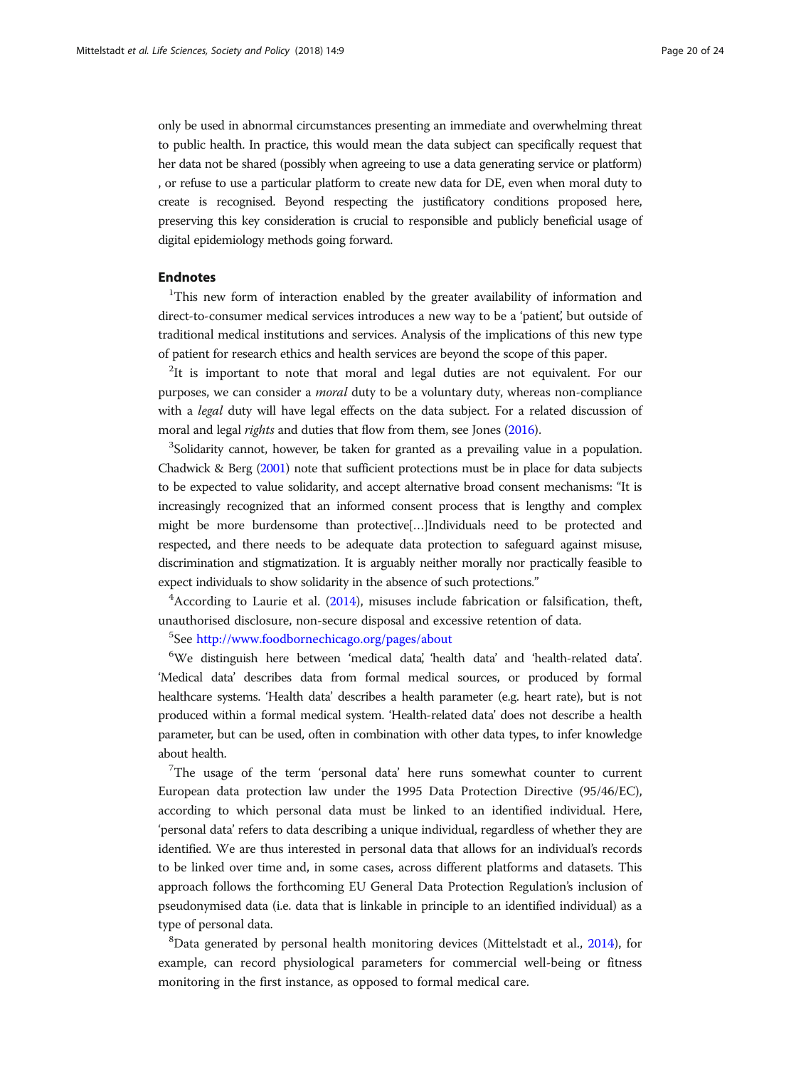only be used in abnormal circumstances presenting an immediate and overwhelming threat to public health. In practice, this would mean the data subject can specifically request that her data not be shared (possibly when agreeing to use a data generating service or platform) , or refuse to use a particular platform to create new data for DE, even when moral duty to create is recognised. Beyond respecting the justificatory conditions proposed here, preserving this key consideration is crucial to responsible and publicly beneficial usage of digital epidemiology methods going forward.

## Endnotes

[1]This new form of interaction enabled by the greater availability of information and direct-to-consumer medical services introduces a new way to be a 'patient', but outside of traditional medical institutions and services. Analysis of the implications of this new type of patient for research ethics and health services are beyond the scope of this paper.

[2]It is important to note that moral and legal duties are not equivalent. For our purposes, we can consider a *moral* duty to be a voluntary duty, whereas non-compliance with a *legal* duty will have legal effects on the data subject. For a related discussion of moral and legal *rights* and duties that flow from them, see Jones (2016).

[3]Solidarity cannot, however, be taken for granted as a prevailing value in a population. Chadwick & Berg (2001) note that sufficient protections must be in place for data subjects to be expected to value solidarity, and accept alternative broad consent mechanisms: "It is increasingly recognized that an informed consent process that is lengthy and complex might be more burdensome than protective[…]Individuals need to be protected and respected, and there needs to be adequate data protection to safeguard against misuse, discrimination and stigmatization. It is arguably neither morally nor practically feasible to expect individuals to show solidarity in the absence of such protections."

[4]According to Laurie et al. (2014), misuses include fabrication or falsification, theft, unauthorised disclosure, non-secure disposal and excessive retention of data.

[5]See http://www.foodbornechicago.org/pages/about

[6]We distinguish here between 'medical data', 'health data' and 'health-related data'. 'Medical data' describes data from formal medical sources, or produced by formal healthcare systems. 'Health data' describes a health parameter (e.g. heart rate), but is not produced within a formal medical system. 'Health-related data' does not describe a health parameter, but can be used, often in combination with other data types, to infer knowledge about health.

[7]The usage of the term 'personal data' here runs somewhat counter to current European data protection law under the 1995 Data Protection Directive (95/46/EC), according to which personal data must be linked to an identified individual. Here, 'personal data' refers to data describing a unique individual, regardless of whether they are identified. We are thus interested in personal data that allows for an individual's records to be linked over time and, in some cases, across different platforms and datasets. This approach follows the forthcoming EU General Data Protection Regulation's inclusion of pseudonymised data (i.e. data that is linkable in principle to an identified individual) as a type of personal data.

[8]Data generated by personal health monitoring devices (Mittelstadt et al., 2014), for example, can record physiological parameters for commercial well-being or fitness monitoring in the first instance, as opposed to formal medical care.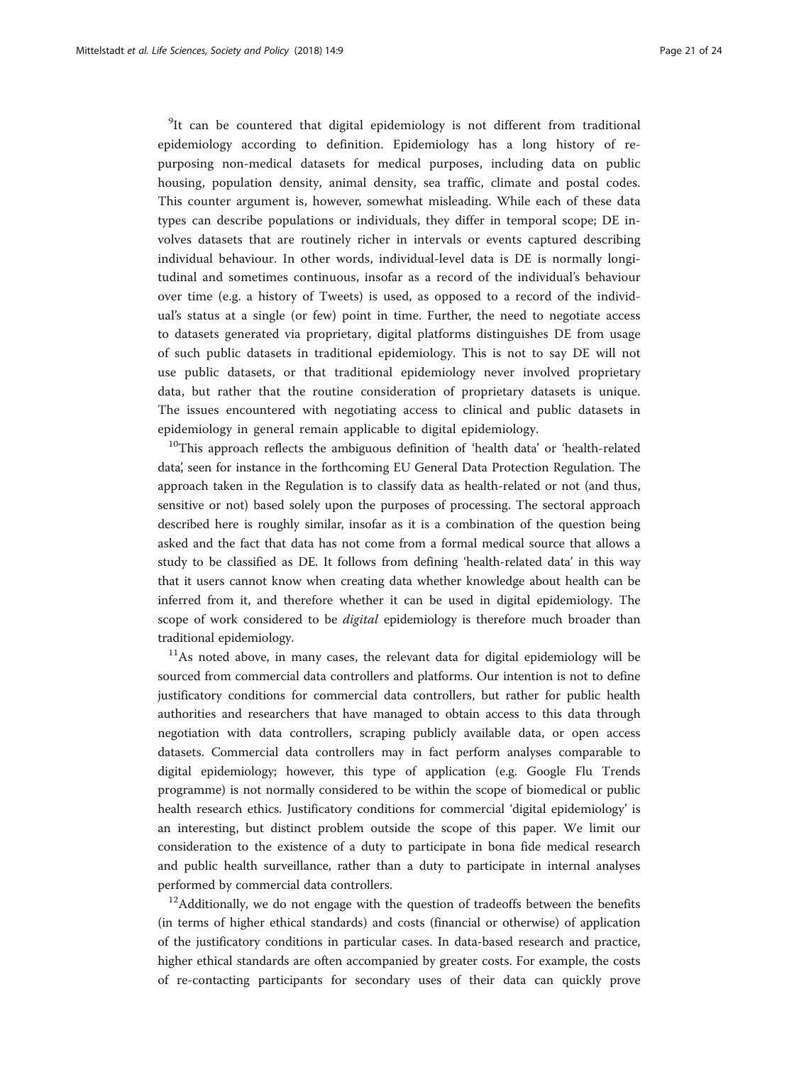[9]It can be countered that digital epidemiology is not different from traditional epidemiology according to definition. Epidemiology has a long history of re-purposing non-medical datasets for medical purposes, including data on public housing, population density, animal density, sea traffic, climate and postal codes. This counter argument is, however, somewhat misleading. While each of these data types can describe populations or individuals, they differ in temporal scope; DE involves datasets that are routinely richer in intervals or events captured describing individual behaviour. In other words, individual-level data is DE is normally longitudinal and sometimes continuous, insofar as a record of the individual's behaviour over time (e.g. a history of Tweets) is used, as opposed to a record of the individual's status at a single (or few) point in time. Further, the need to negotiate access to datasets generated via proprietary, digital platforms distinguishes DE from usage of such public datasets in traditional epidemiology. This is not to say DE will not use public datasets, or that traditional epidemiology never involved proprietary data, but rather that the routine consideration of proprietary datasets is unique. The issues encountered with negotiating access to clinical and public datasets in epidemiology in general remain applicable to digital epidemiology.

[10]This approach reflects the ambiguous definition of 'health data' or 'health-related data', seen for instance in the forthcoming EU General Data Protection Regulation. The approach taken in the Regulation is to classify data as health-related or not (and thus, sensitive or not) based solely upon the purposes of processing. The sectoral approach described here is roughly similar, insofar as it is a combination of the question being asked and the fact that data has not come from a formal medical source that allows a study to be classified as DE. It follows from defining 'health-related data' in this way that it users cannot know when creating data whether knowledge about health can be inferred from it, and therefore whether it can be used in digital epidemiology. The scope of work considered to be *digital* epidemiology is therefore much broader than traditional epidemiology.

[11]As noted above, in many cases, the relevant data for digital epidemiology will be sourced from commercial data controllers and platforms. Our intention is not to define justificatory conditions for commercial data controllers, but rather for public health authorities and researchers that have managed to obtain access to this data through negotiation with data controllers, scraping publicly available data, or open access datasets. Commercial data controllers may in fact perform analyses comparable to digital epidemiology; however, this type of application (e.g. Google Flu Trends programme) is not normally considered to be within the scope of biomedical or public health research ethics. Justificatory conditions for commercial 'digital epidemiology' is an interesting, but distinct problem outside the scope of this paper. We limit our consideration to the existence of a duty to participate in bona fide medical research and public health surveillance, rather than a duty to participate in internal analyses performed by commercial data controllers.

[12]Additionally, we do not engage with the question of tradeoffs between the benefits (in terms of higher ethical standards) and costs (financial or otherwise) of application of the justificatory conditions in particular cases. In data-based research and practice, higher ethical standards are often accompanied by greater costs. For example, the costs of re-contacting participants for secondary uses of their data can quickly prove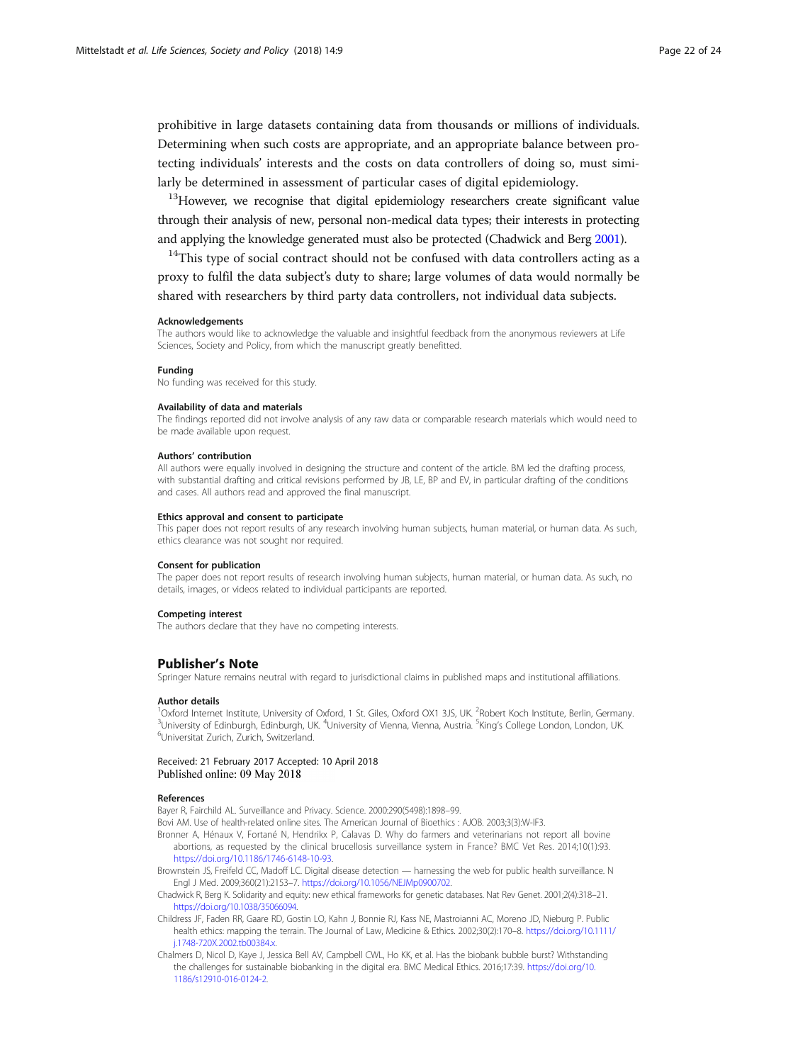prohibitive in large datasets containing data from thousands or millions of individuals. Determining when such costs are appropriate, and an appropriate balance between protecting individuals' interests and the costs on data controllers of doing so, must similarly be determined in assessment of particular cases of digital epidemiology.

[13]However, we recognise that digital epidemiology researchers create significant value through their analysis of new, personal non-medical data types; their interests in protecting and applying the knowledge generated must also be protected (Chadwick and Berg 2001).

[14]This type of social contract should not be confused with data controllers acting as a proxy to fulfil the data subject's duty to share; large volumes of data would normally be shared with researchers by third party data controllers, not individual data subjects.

#### Acknowledgements

The authors would like to acknowledge the valuable and insightful feedback from the anonymous reviewers at Life Sciences, Society and Policy, from which the manuscript greatly benefitted.

#### Funding

No funding was received for this study.

#### Availability of data and materials

The findings reported did not involve analysis of any raw data or comparable research materials which would need to be made available upon request.

#### Authors' contribution

All authors were equally involved in designing the structure and content of the article. BM led the drafting process, with substantial drafting and critical revisions performed by JB, LE, BP and EV, in particular drafting of the conditions and cases. All authors read and approved the final manuscript.

#### Ethics approval and consent to participate

This paper does not report results of any research involving human subjects, human material, or human data. As such, ethics clearance was not sought nor required.

#### Consent for publication

The paper does not report results of research involving human subjects, human material, or human data. As such, no details, images, or videos related to individual participants are reported.

#### Competing interest

The authors declare that they have no competing interests.

## Publisher's Note

Springer Nature remains neutral with regard to jurisdictional claims in published maps and institutional affiliations.

#### Author details

[1]Oxford Internet Institute, University of Oxford, 1 St. Giles, Oxford OX1 3JS, UK. [2]Robert Koch Institute, Berlin, Germany. [3]University of Edinburgh, Edinburgh, UK. [4]University of Vienna, Vienna, Austria. [5]King's College London, London, UK. [6]Universitat Zurich, Zurich, Switzerland.

Received: 21 February 2017 Accepted: 10 April 2018
Published online: 09 May 2018

#### References

Bayer R, Fairchild AL. Surveillance and Privacy. Science. 2000:290(5498):1898–99.

Bovi AM. Use of health-related online sites. The American Journal of Bioethics : AJOB. 2003;3(3):W-IF3.

Bronner A, Hénaux V, Fortané N, Hendrikx P, Calavas D. Why do farmers and veterinarians not report all bovine abortions, as requested by the clinical brucellosis surveillance system in France? BMC Vet Res. 2014;10(1):93. https://doi.org/10.1186/1746-6148-10-93.

Brownstein JS, Freifeld CC, Madoff LC. Digital disease detection — harnessing the web for public health surveillance. N Engl J Med. 2009;360(21):2153–7. https://doi.org/10.1056/NEJMp0900702.

Chadwick R, Berg K. Solidarity and equity: new ethical frameworks for genetic databases. Nat Rev Genet. 2001;2(4):318–21. https://doi.org/10.1038/35066094.

Childress JF, Faden RR, Gaare RD, Gostin LO, Kahn J, Bonnie RJ, Kass NE, Mastroianni AC, Moreno JD, Nieburg P. Public health ethics: mapping the terrain. The Journal of Law, Medicine & Ethics. 2002;30(2):170–8. https://doi.org/10.1111/j.1748-720X.2002.tb00384.x.

Chalmers D, Nicol D, Kaye J, Jessica Bell AV, Campbell CWL, Ho KK, et al. Has the biobank bubble burst? Withstanding the challenges for sustainable biobanking in the digital era. BMC Medical Ethics. 2016;17:39. https://doi.org/10.1186/s12910-016-0124-2.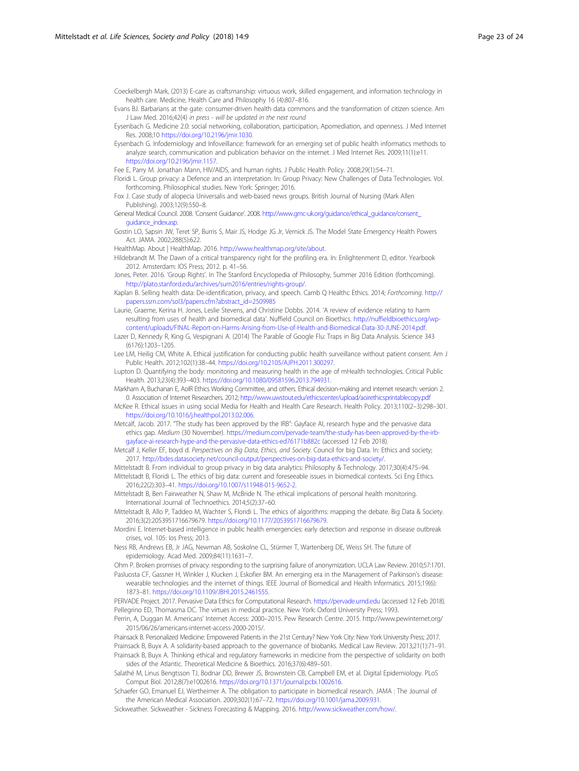Coeckelbergh Mark, (2013) E-care as craftsmanship: virtuous work, skilled engagement, and information technology in health care. Medicine, Health Care and Philosophy 16 (4):807–816.

Evans BJ. Barbarians at the gate: consumer-driven health data commons and the transformation of citizen science. Am J Law Med. 2016;42(4) *in press - will be updated in the next round*

Eysenbach G. Medicine 2.0: social networking, collaboration, participation, Apomediation, and openness. J Med Internet Res. 2008;10 https://doi.org/10.2196/jmir.1030.

Eysenbach G. Infodemiology and Infoveillance: framework for an emerging set of public health informatics methods to analyze search, communication and publication behavior on the internet. J Med Internet Res. 2009;11(1):e11. https://doi.org/10.2196/jmir.1157.

Fee E, Parry M. Jonathan Mann, HIV/AIDS, and human rights. J Public Health Policy. 2008;29(1):54–71.

Floridi L. Group privacy: a Defence and an interpretation. In: Group Privacy: New Challenges of Data Technologies. Vol. forthcoming. Philosophical studies. New York: Springer; 2016.

Fox J. Case study of alopecia Universalis and web-based news groups. British Journal of Nursing (Mark Allen Publishing). 2003;12(9):550–8.

General Medical Council. 2008. 'Consent Guidance'. 2008. http://www.gmc-uk.org/guidance/ethical_guidance/consent_guidance_index.asp.

Gostin LO, Sapsin JW, Teret SP, Burris S, Mair JS, Hodge JG Jr, Vernick JS. The Model State Emergency Health Powers Act. JAMA. 2002;288(5):622.

HealthMap. About | HealthMap. 2016. http://www.healthmap.org/site/about.

Hildebrandt M. The Dawn of a critical transparency right for the profiling era. In: Enlightenment D, editor. Yearbook 2012. Amsterdam: IOS Press; 2012. p. 41–56.

Jones, Peter. 2016. 'Group Rights'. In The Stanford Encyclopedia of Philosophy, Summer 2016 Edition (forthcoming). http://plato.stanford.edu/archives/sum2016/entries/rights-group/.

Kaplan B. Selling health data: De-identification, privacy, and speech. Camb Q Healthc Ethics. 2014; *Forthcoming*. http://papers.ssrn.com/sol3/papers.cfm?abstract_id=2509985

Laurie, Graeme, Kerina H. Jones, Leslie Stevens, and Christine Dobbs. 2014. 'A review of evidence relating to harm resulting from uses of health and biomedical data'. Nuffield Council on Bioethics. http://nuffieldbioethics.org/wp-content/uploads/FINAL-Report-on-Harms-Arising-from-Use-of-Health-and-Biomedical-Data-30-JUNE-2014.pdf.

Lazer D, Kennedy R, King G, Vespignani A. (2014) The Parable of Google Flu: Traps in Big Data Analysis. Science 343 (6176):1203–1205.

Lee LM, Heilig CM, White A. Ethical justification for conducting public health surveillance without patient consent. Am J Public Health. 2012;102(1):38–44. https://doi.org/10.2105/AJPH.2011.300297.

Lupton D. Quantifying the body: monitoring and measuring health in the age of mHealth technologies. Critical Public Health. 2013;23(4):393–403. https://doi.org/10.1080/09581596.2013.794931.

Markham A, Buchanan E, AoIR Ethics Working Committee, and others. Ethical decision-making and internet research: version 2. 0. Association of Internet Researchers. 2012; http://www.uwstout.edu/ethicscenter/upload/aoirethicsprintablecopy.pdf

McKee R. Ethical issues in using social Media for Health and Health Care Research. Health Policy. 2013;110(2–3):298–301. https://doi.org/10.1016/j.healthpol.2013.02.006.

Metcalf, Jacob. 2017. "The study has been approved by the IRB": Gayface AI, research hype and the pervasive data ethics gap. *Medium* (30 November). https://medium.com/pervade-team/the-study-has-been-approved-by-the-irb-gayface-ai-research-hype-and-the-pervasive-data-ethics-ed76171b882c (accessed 12 Feb 2018).

Metcalf J, Keller EF, boyd d. *Perspectives on Big Data, Ethics, and Society*. Council for big Data. In: Ethics and society; 2017. http://bdes.datasociety.net/council-output/perspectives-on-big-data-ethics-and-society/.

Mittelstadt B. From individual to group privacy in big data analytics: Philosophy & Technology. 2017;30(4):475–94.

Mittelstadt B, Floridi L. The ethics of big data: current and foreseeable issues in biomedical contexts. Sci Eng Ethics. 2016;22(2):303–41. https://doi.org/10.1007/s11948-015-9652-2.

Mittelstadt B, Ben Fairweather N, Shaw M, McBride N. The ethical implications of personal health monitoring. International Journal of Technoethics. 2014;5(2):37–60.

Mittelstadt B, Allo P, Taddeo M, Wachter S, Floridi L. The ethics of algorithms: mapping the debate. Big Data & Society. 2016;3(2):2053951716679679. https://doi.org/10.1177/2053951716679679.

Mordini E. Internet-based intelligence in public health emergencies: early detection and response in disease outbreak crises, vol. 105: Ios Press; 2013.

Ness RB, Andrews EB, Jr JAG, Newman AB, Soskolne CL, Stürmer T, Wartenberg DE, Weiss SH. The future of epidemiology. Acad Med. 2009;84(11):1631–7.

Ohm P. Broken promises of privacy: responding to the surprising failure of anonymization. UCLA Law Review. 2010;57:1701.

Pasluosta CF, Gassner H, Winkler J, Klucken J, Eskofier BM. An emerging era in the Management of Parkinson's disease: wearable technologies and the internet of things. IEEE Journal of Biomedical and Health Informatics. 2015;19(6): 1873–81. https://doi.org/10.1109/JBHI.2015.2461555.

PERVADE Project. 2017. Pervasive Data Ethics for Computational Research. https://pervade.umd.edu (accessed 12 Feb 2018).

Pellegrino ED, Thomasma DC. The virtues in medical practice. New York: Oxford University Press; 1993.

Perrin, A, Duggan M. Americans' Internet Access: 2000–2015. Pew Research Centre. 2015. http://www.pewinternet.org/2015/06/26/americans-internet-access-2000-2015/.

Prainsack B. Personalized Medicine: Empowered Patients in the 21st Century? New York City: New York University Press; 2017.

Prainsack B, Buyx A. A solidarity-based approach to the governance of biobanks. Medical Law Review. 2013;21(1):71–91.

Prainsack B, Buyx A. Thinking ethical and regulatory frameworks in medicine from the perspective of solidarity on both sides of the Atlantic. Theoretical Medicine & Bioethics. 2016;37(6):489–501.

Salathé M, Linus Bengtsson TJ, Bodnar DD, Brewer JS, Brownstein CB, Campbell EM, et al. Digital Epidemiology. PLoS Comput Biol. 2012;8(7):e1002616. https://doi.org/10.1371/journal.pcbi.1002616.

Schaefer GO, Emanuel EJ, Wertheimer A. The obligation to participate in biomedical research. JAMA : The Journal of the American Medical Association. 2009;302(1):67–72. https://doi.org/10.1001/jama.2009.931.

Sickweather. Sickweather - Sickness Forecasting & Mapping. 2016. http://www.sickweather.com/how/.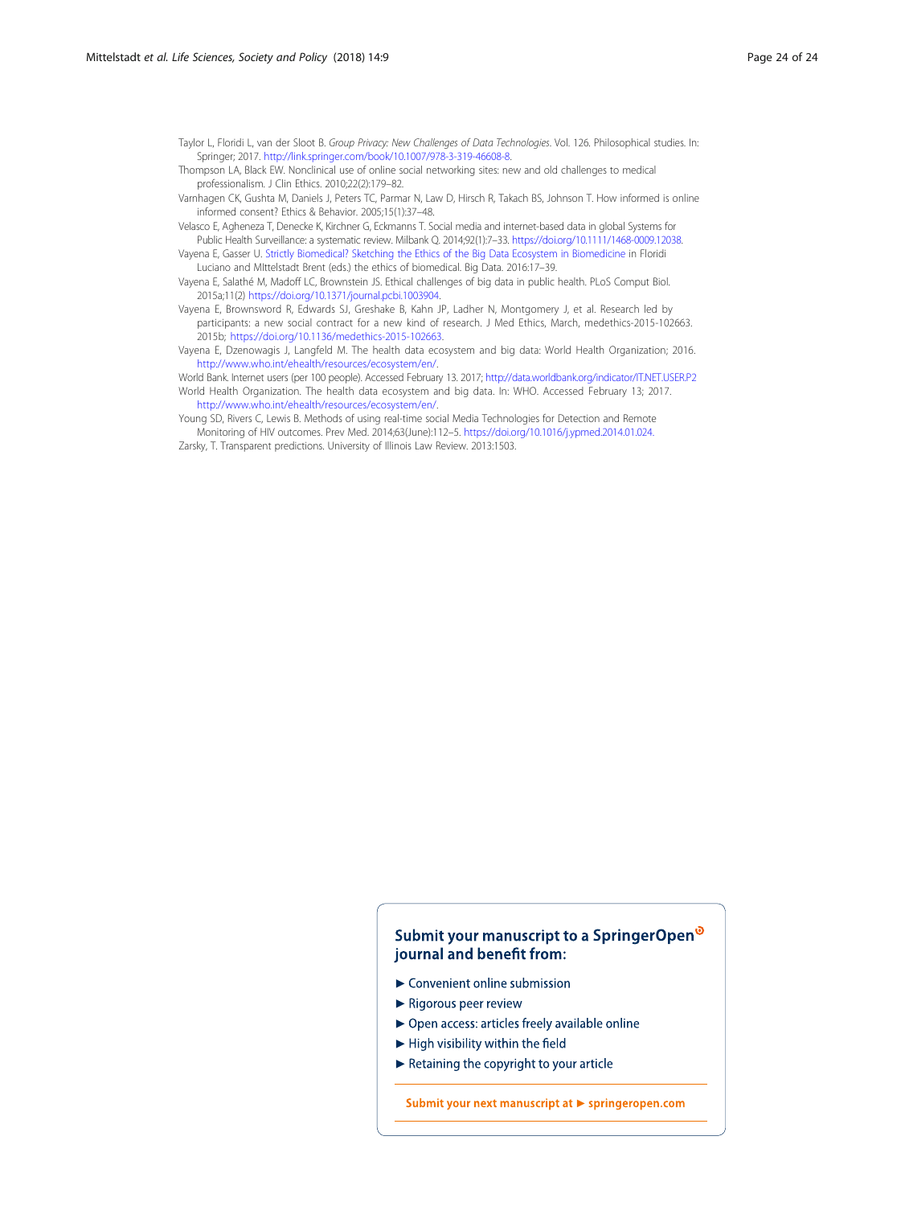Taylor L, Floridi L, van der Sloot B. *Group Privacy: New Challenges of Data Technologies*. Vol. 126. Philosophical studies. In: Springer; 2017. http://link.springer.com/book/10.1007/978-3-319-46608-8.

Thompson LA, Black EW. Nonclinical use of online social networking sites: new and old challenges to medical professionalism. J Clin Ethics. 2010;22(2):179–82.

Varnhagen CK, Gushta M, Daniels J, Peters TC, Parmar N, Law D, Hirsch R, Takach BS, Johnson T. How informed is online informed consent? Ethics & Behavior. 2005;15(1):37–48.

Velasco E, Agheneza T, Denecke K, Kirchner G, Eckmanns T. Social media and internet-based data in global Systems for Public Health Surveillance: a systematic review. Milbank Q. 2014;92(1):7–33. https://doi.org/10.1111/1468-0009.12038.

Vayena E, Gasser U. Strictly Biomedical? Sketching the Ethics of the Big Data Ecosystem in Biomedicine in Floridi Luciano and MIttelstadt Brent (eds.) the ethics of biomedical. Big Data. 2016:17–39.

Vayena E, Salathé M, Madoff LC, Brownstein JS. Ethical challenges of big data in public health. PLoS Comput Biol. 2015a;11(2) https://doi.org/10.1371/journal.pcbi.1003904.

Vayena E, Brownsword R, Edwards SJ, Greshake B, Kahn JP, Ladher N, Montgomery J, et al. Research led by participants: a new social contract for a new kind of research. J Med Ethics, March, medethics-2015-102663. 2015b; https://doi.org/10.1136/medethics-2015-102663.

Vayena E, Dzenowagis J, Langfeld M. The health data ecosystem and big data: World Health Organization; 2016. http://www.who.int/ehealth/resources/ecosystem/en/.

World Bank. Internet users (per 100 people). Accessed February 13. 2017; http://data.worldbank.org/indicator/IT.NET.USER.P2

World Health Organization. The health data ecosystem and big data. In: WHO. Accessed February 13; 2017. http://www.who.int/ehealth/resources/ecosystem/en/.

Young SD, Rivers C, Lewis B. Methods of using real-time social Media Technologies for Detection and Remote Monitoring of HIV outcomes. Prev Med. 2014;63(June):112–5. https://doi.org/10.1016/j.ypmed.2014.01.024.

Zarsky, T. Transparent predictions. University of Illinois Law Review. 2013:1503.

**Submit your manuscript to a SpringerOpen journal and benefit from:**

- ► Convenient online submission
- ► Rigorous peer review
- ► Open access: articles freely available online
- ► High visibility within the field
- ► Retaining the copyright to your article

**Submit your next manuscript at ► springeropen.com**